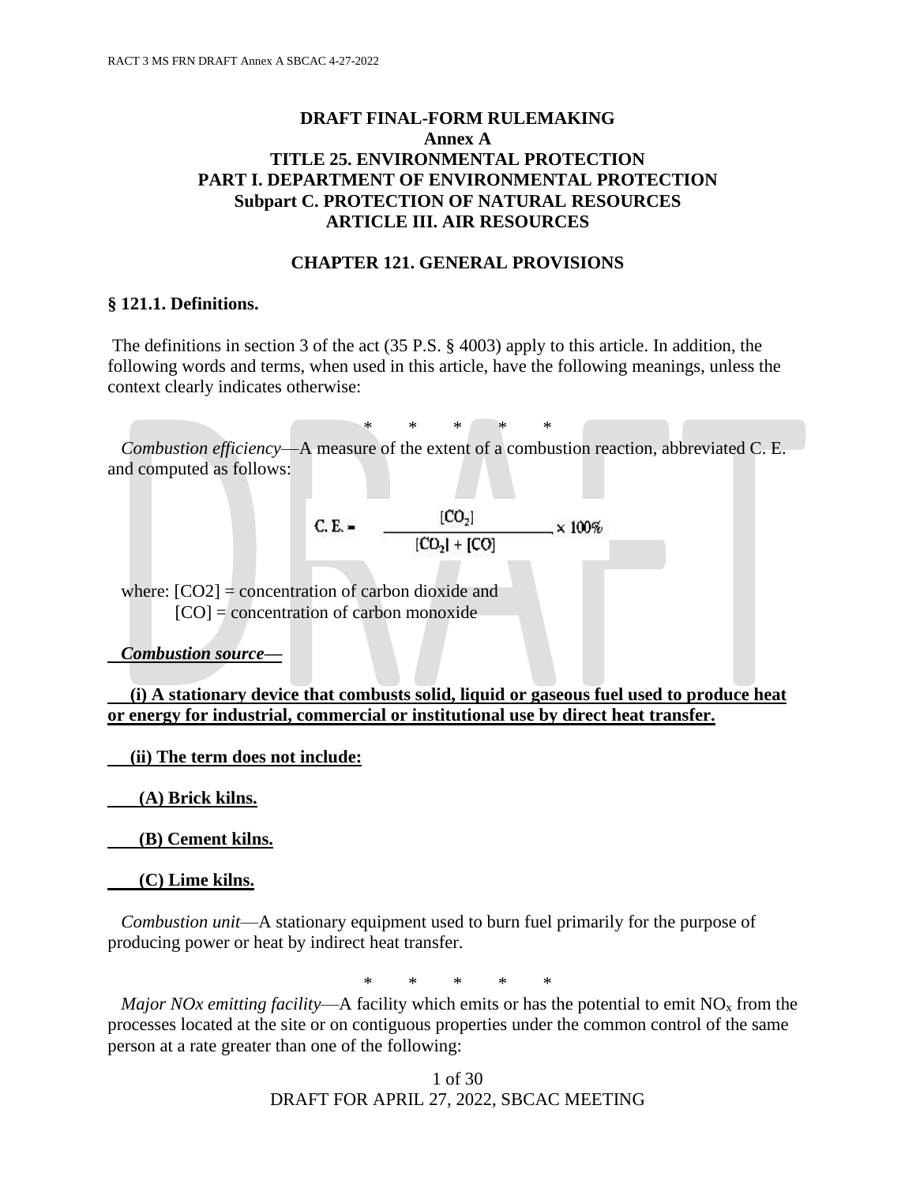**DRAFT FINAL-FORM RULEMAKING**
**Annex A**
**TITLE 25. ENVIRONMENTAL PROTECTION**
**PART I. DEPARTMENT OF ENVIRONMENTAL PROTECTION**
**Subpart C. PROTECTION OF NATURAL RESOURCES**
**ARTICLE III. AIR RESOURCES**

## CHAPTER 121. GENERAL PROVISIONS

### § 121.1. Definitions.

The definitions in section 3 of the act (35 P.S. § 4003) apply to this article. In addition, the following words and terms, when used in this article, have the following meanings, unless the context clearly indicates otherwise:

\* \* \* \* \*

*Combustion efficiency*—A measure of the extent of a combustion reaction, abbreviated C. E. and computed as follows:

$$C.E. = \frac{[CO_2]}{[CO_2] + [CO]} \times 100\%$$

where: $[CO2]$ = concentration of carbon dioxide and
$[CO]$ = concentration of carbon monoxide

***Combustion source*—**

**(i) A stationary device that combusts solid, liquid or gaseous fuel used to produce heat or energy for industrial, commercial or institutional use by direct heat transfer.**

**(ii) The term does not include:**

**(A) Brick kilns.**

**(B) Cement kilns.**

**(C) Lime kilns.**

*Combustion unit*—A stationary equipment used to burn fuel primarily for the purpose of producing power or heat by indirect heat transfer.

\* \* \* \* \*

*Major NOx emitting facility*—A facility which emits or has the potential to emit $NO_x$ from the processes located at the site or on contiguous properties under the common control of the same person at a rate greater than one of the following: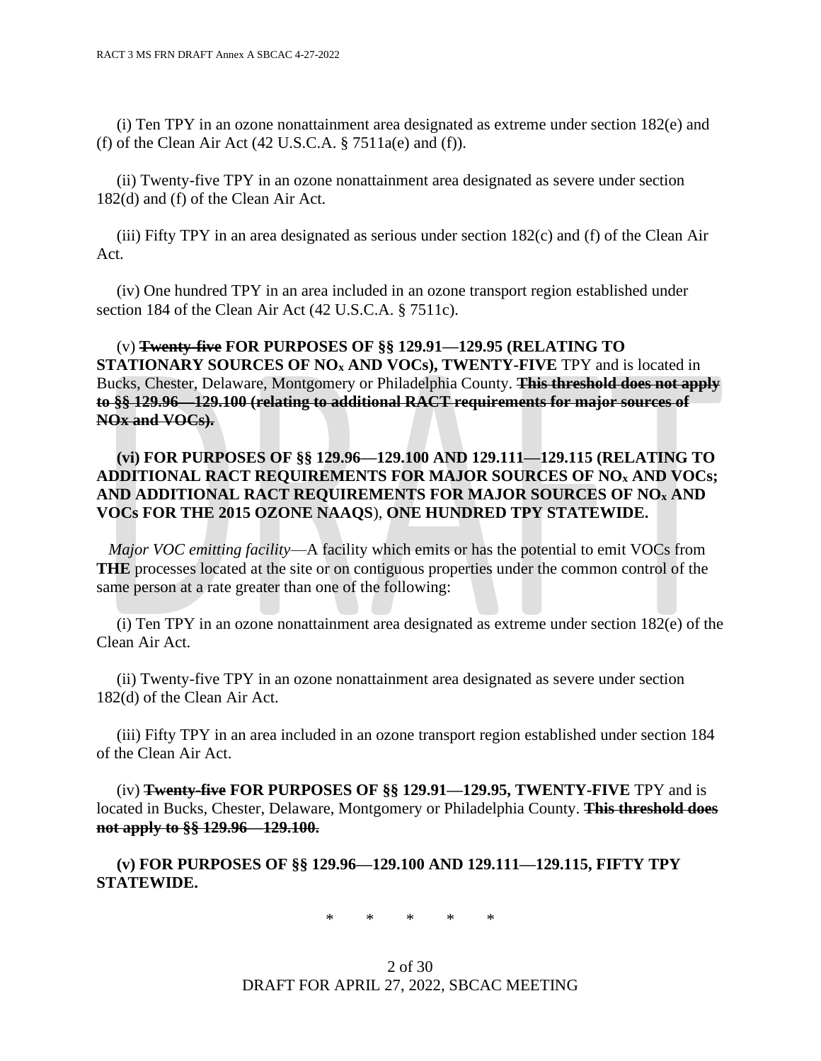(i) Ten TPY in an ozone nonattainment area designated as extreme under section 182(e) and (f) of the Clean Air Act (42 U.S.C.A. § 7511a(e) and (f)).

(ii) Twenty-five TPY in an ozone nonattainment area designated as severe under section 182(d) and (f) of the Clean Air Act.

(iii) Fifty TPY in an area designated as serious under section 182(c) and (f) of the Clean Air Act.

(iv) One hundred TPY in an area included in an ozone transport region established under section 184 of the Clean Air Act (42 U.S.C.A. § 7511c).

(v) ~~**Twenty-five**~~ **FOR PURPOSES OF §§ 129.91—129.95 (RELATING TO STATIONARY SOURCES OF $NO_x$ AND VOCs), TWENTY-FIVE** TPY and is located in Bucks, Chester, Delaware, Montgomery or Philadelphia County. ~~**This threshold does not apply to §§ 129.96—129.100 (relating to additional RACT requirements for major sources of NOx and VOCs).**~~

**(vi) FOR PURPOSES OF §§ 129.96—129.100 AND 129.111—129.115 (RELATING TO ADDITIONAL RACT REQUIREMENTS FOR MAJOR SOURCES OF $NO_x$ AND VOCs; AND ADDITIONAL RACT REQUIREMENTS FOR MAJOR SOURCES OF $NO_x$ AND VOCs FOR THE 2015 OZONE NAAQS**), **ONE HUNDRED TPY STATEWIDE.**

*Major VOC emitting facility*—A facility which emits or has the potential to emit VOCs from **THE** processes located at the site or on contiguous properties under the common control of the same person at a rate greater than one of the following:

(i) Ten TPY in an ozone nonattainment area designated as extreme under section 182(e) of the Clean Air Act.

(ii) Twenty-five TPY in an ozone nonattainment area designated as severe under section 182(d) of the Clean Air Act.

(iii) Fifty TPY in an area included in an ozone transport region established under section 184 of the Clean Air Act.

(iv) ~~**Twenty-five**~~ **FOR PURPOSES OF §§ 129.91—129.95, TWENTY-FIVE** TPY and is located in Bucks, Chester, Delaware, Montgomery or Philadelphia County. ~~**This threshold does not apply to §§ 129.96—129.100.**~~

**(v) FOR PURPOSES OF §§ 129.96—129.100 AND 129.111—129.115, FIFTY TPY STATEWIDE.**

\* \* \* \* \*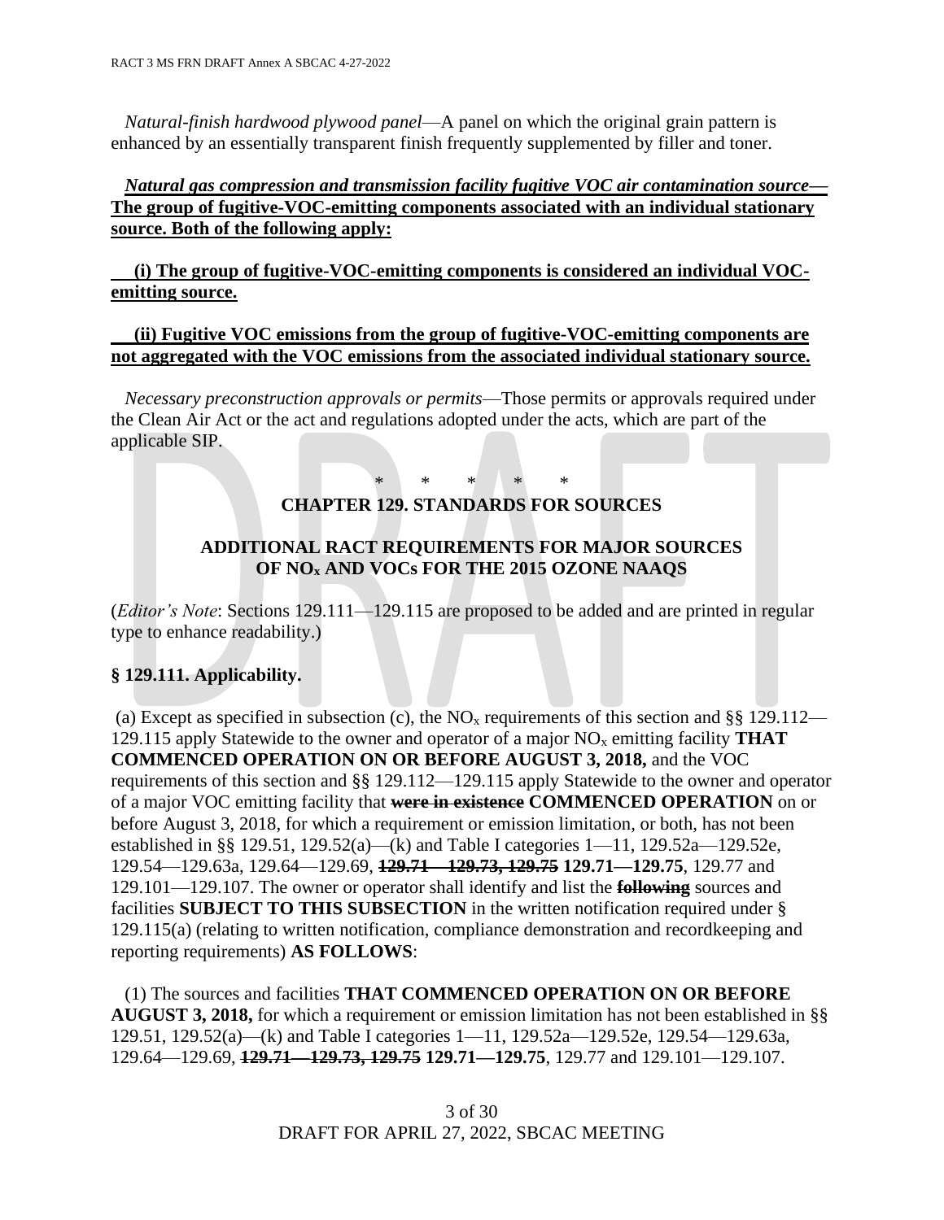*Natural-finish hardwood plywood panel*—A panel on which the original grain pattern is enhanced by an essentially transparent finish frequently supplemented by filler and toner.

***Natural gas compression and transmission facility fugitive VOC air contamination source*— The group of fugitive-VOC-emitting components associated with an individual stationary source. Both of the following apply:**

**(i) The group of fugitive-VOC-emitting components is considered an individual VOC-emitting source.**

**(ii) Fugitive VOC emissions from the group of fugitive-VOC-emitting components are not aggregated with the VOC emissions from the associated individual stationary source.**

*Necessary preconstruction approvals or permits*—Those permits or approvals required under the Clean Air Act or the act and regulations adopted under the acts, which are part of the applicable SIP.

\* \* \* \* \*

## CHAPTER 129. STANDARDS FOR SOURCES

## ADDITIONAL RACT REQUIREMENTS FOR MAJOR SOURCES OF $NO_x$ AND VOCs FOR THE 2015 OZONE NAAQS

(*Editor's Note*: Sections 129.111—129.115 are proposed to be added and are printed in regular type to enhance readability.)

### § 129.111. Applicability.

(a) Except as specified in subsection (c), the $NO_x$ requirements of this section and §§ 129.112—129.115 apply Statewide to the owner and operator of a major $NO_x$ emitting facility **THAT COMMENCED OPERATION ON OR BEFORE AUGUST 3, 2018,** and the VOC requirements of this section and §§ 129.112—129.115 apply Statewide to the owner and operator of a major VOC emitting facility that ~~**were in existence**~~ **COMMENCED OPERATION** on or before August 3, 2018, for which a requirement or emission limitation, or both, has not been established in §§ 129.51, 129.52(a)—(k) and Table I categories 1—11, 129.52a—129.52e, 129.54—129.63a, 129.64—129.69, ~~**129.71—129.73, 129.75**~~ **129.71—129.75**, 129.77 and 129.101—129.107. The owner or operator shall identify and list the ~~**following**~~ sources and facilities **SUBJECT TO THIS SUBSECTION** in the written notification required under § 129.115(a) (relating to written notification, compliance demonstration and recordkeeping and reporting requirements) **AS FOLLOWS**:

(1) The sources and facilities **THAT COMMENCED OPERATION ON OR BEFORE AUGUST 3, 2018,** for which a requirement or emission limitation has not been established in §§ 129.51, 129.52(a)—(k) and Table I categories 1—11, 129.52a—129.52e, 129.54—129.63a, 129.64—129.69, ~~**129.71—129.73, 129.75**~~ **129.71—129.75**, 129.77 and 129.101—129.107.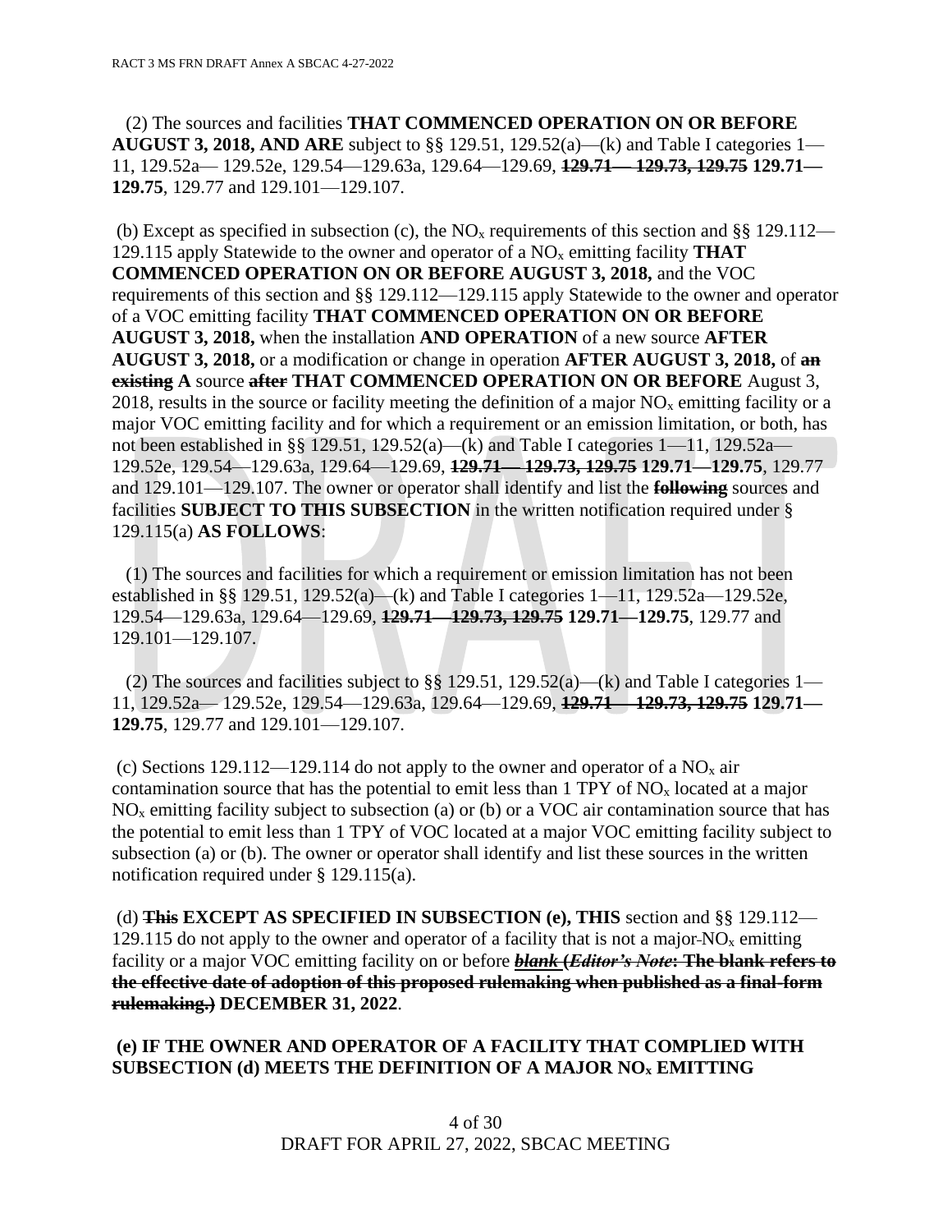(2) The sources and facilities **THAT COMMENCED OPERATION ON OR BEFORE AUGUST 3, 2018, AND ARE** subject to §§ 129.51, 129.52(a)—(k) and Table I categories 1—11, 129.52a— 129.52e, 129.54—129.63a, 129.64—129.69, ~~**129.71— 129.73, 129.75**~~ **129.71—129.75**, 129.77 and 129.101—129.107.

(b) Except as specified in subsection (c), the $NO_x$ requirements of this section and §§ 129.112—129.115 apply Statewide to the owner and operator of a $NO_x$ emitting facility **THAT COMMENCED OPERATION ON OR BEFORE AUGUST 3, 2018,** and the VOC requirements of this section and §§ 129.112—129.115 apply Statewide to the owner and operator of a VOC emitting facility **THAT COMMENCED OPERATION ON OR BEFORE AUGUST 3, 2018,** when the installation **AND OPERATION** of a new source **AFTER AUGUST 3, 2018,** or a modification or change in operation **AFTER AUGUST 3, 2018,** of ~~**an existing**~~ **A** source ~~**after**~~ **THAT COMMENCED OPERATION ON OR BEFORE** August 3, 2018, results in the source or facility meeting the definition of a major $NO_x$ emitting facility or a major VOC emitting facility and for which a requirement or an emission limitation, or both, has not been established in §§ 129.51, 129.52(a)—(k) and Table I categories 1—11, 129.52a—129.52e, 129.54—129.63a, 129.64—129.69, ~~**129.71— 129.73, 129.75**~~ **129.71—129.75**, 129.77 and 129.101—129.107. The owner or operator shall identify and list the ~~**following**~~ sources and facilities **SUBJECT TO THIS SUBSECTION** in the written notification required under § 129.115(a) **AS FOLLOWS**:

(1) The sources and facilities for which a requirement or emission limitation has not been established in §§ 129.51, 129.52(a)—(k) and Table I categories 1—11, 129.52a—129.52e, 129.54—129.63a, 129.64—129.69, ~~**129.71—129.73, 129.75**~~ **129.71—129.75**, 129.77 and 129.101—129.107.

(2) The sources and facilities subject to §§ 129.51, 129.52(a)—(k) and Table I categories 1—11, 129.52a— 129.52e, 129.54—129.63a, 129.64—129.69, ~~**129.71— 129.73, 129.75**~~ **129.71—129.75**, 129.77 and 129.101—129.107.

(c) Sections 129.112—129.114 do not apply to the owner and operator of a $NO_x$ air contamination source that has the potential to emit less than 1 TPY of $NO_x$ located at a major $NO_x$ emitting facility subject to subsection (a) or (b) or a VOC air contamination source that has the potential to emit less than 1 TPY of VOC located at a major VOC emitting facility subject to subsection (a) or (b). The owner or operator shall identify and list these sources in the written notification required under § 129.115(a).

(d) ~~**This**~~ **EXCEPT AS SPECIFIED IN SUBSECTION (e), THIS** section and §§ 129.112—129.115 do not apply to the owner and operator of a facility that is not a major $NO_x$ emitting facility or a major VOC emitting facility on or before ~~***blank*** **(*Editor's Note*: The blank refers to the effective date of adoption of this proposed rulemaking when published as a final-form rulemaking.)**~~ **DECEMBER 31, 2022**.

**(e) IF THE OWNER AND OPERATOR OF A FACILITY THAT COMPLIED WITH SUBSECTION (d) MEETS THE DEFINITION OF A MAJOR $NO_x$ EMITTING**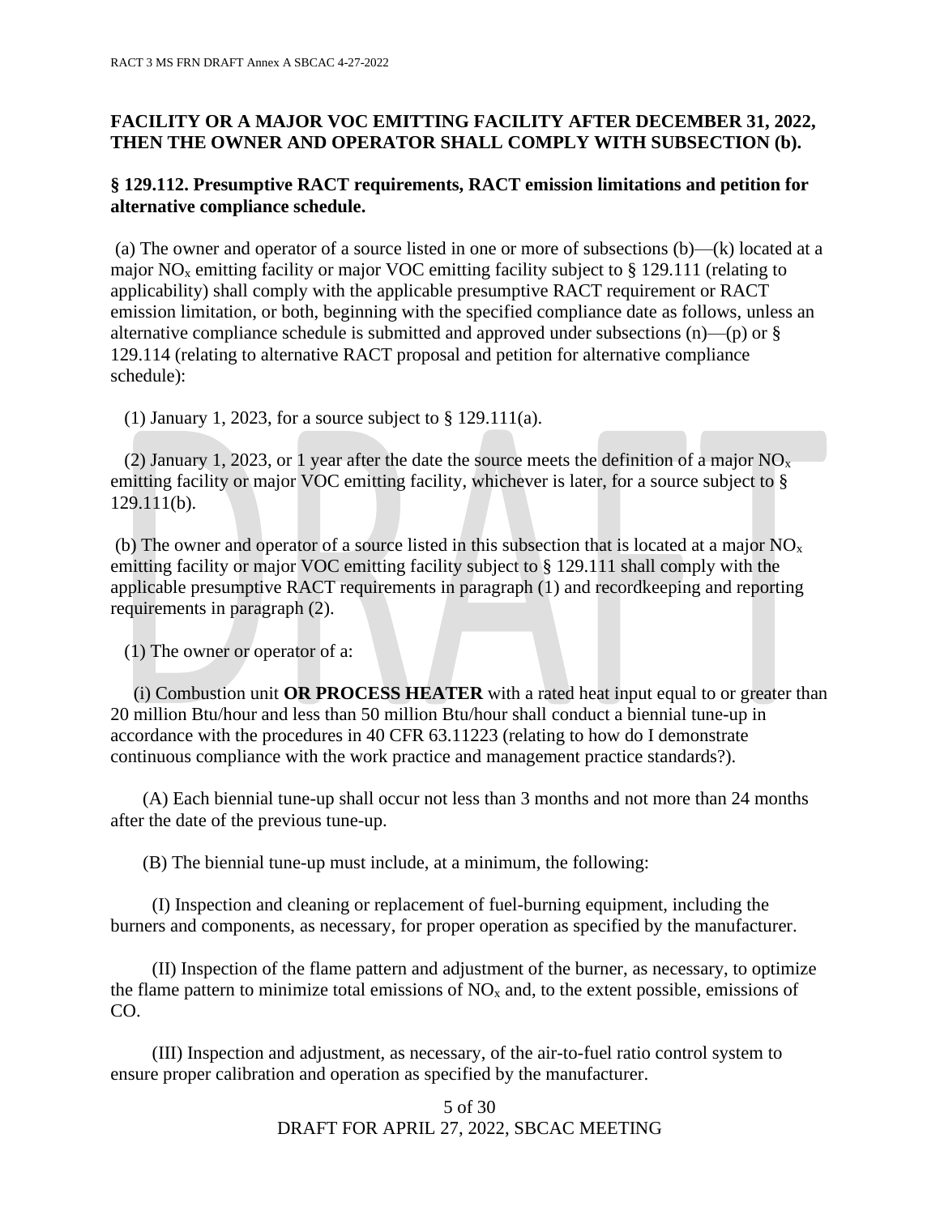**FACILITY OR A MAJOR VOC EMITTING FACILITY AFTER DECEMBER 31, 2022, THEN THE OWNER AND OPERATOR SHALL COMPLY WITH SUBSECTION (b).**

**§ 129.112. Presumptive RACT requirements, RACT emission limitations and petition for alternative compliance schedule.**

(a) The owner and operator of a source listed in one or more of subsections (b)—(k) located at a major $NO_x$ emitting facility or major VOC emitting facility subject to § 129.111 (relating to applicability) shall comply with the applicable presumptive RACT requirement or RACT emission limitation, or both, beginning with the specified compliance date as follows, unless an alternative compliance schedule is submitted and approved under subsections (n)—(p) or § 129.114 (relating to alternative RACT proposal and petition for alternative compliance schedule):

(1) January 1, 2023, for a source subject to § 129.111(a).

(2) January 1, 2023, or 1 year after the date the source meets the definition of a major $NO_x$ emitting facility or major VOC emitting facility, whichever is later, for a source subject to § 129.111(b).

(b) The owner and operator of a source listed in this subsection that is located at a major $NO_x$ emitting facility or major VOC emitting facility subject to § 129.111 shall comply with the applicable presumptive RACT requirements in paragraph (1) and recordkeeping and reporting requirements in paragraph (2).

(1) The owner or operator of a:

(i) Combustion unit **OR PROCESS HEATER** with a rated heat input equal to or greater than 20 million Btu/hour and less than 50 million Btu/hour shall conduct a biennial tune-up in accordance with the procedures in 40 CFR 63.11223 (relating to how do I demonstrate continuous compliance with the work practice and management practice standards?).

(A) Each biennial tune-up shall occur not less than 3 months and not more than 24 months after the date of the previous tune-up.

(B) The biennial tune-up must include, at a minimum, the following:

(I) Inspection and cleaning or replacement of fuel-burning equipment, including the burners and components, as necessary, for proper operation as specified by the manufacturer.

(II) Inspection of the flame pattern and adjustment of the burner, as necessary, to optimize the flame pattern to minimize total emissions of $NO_x$ and, to the extent possible, emissions of CO.

(III) Inspection and adjustment, as necessary, of the air-to-fuel ratio control system to ensure proper calibration and operation as specified by the manufacturer.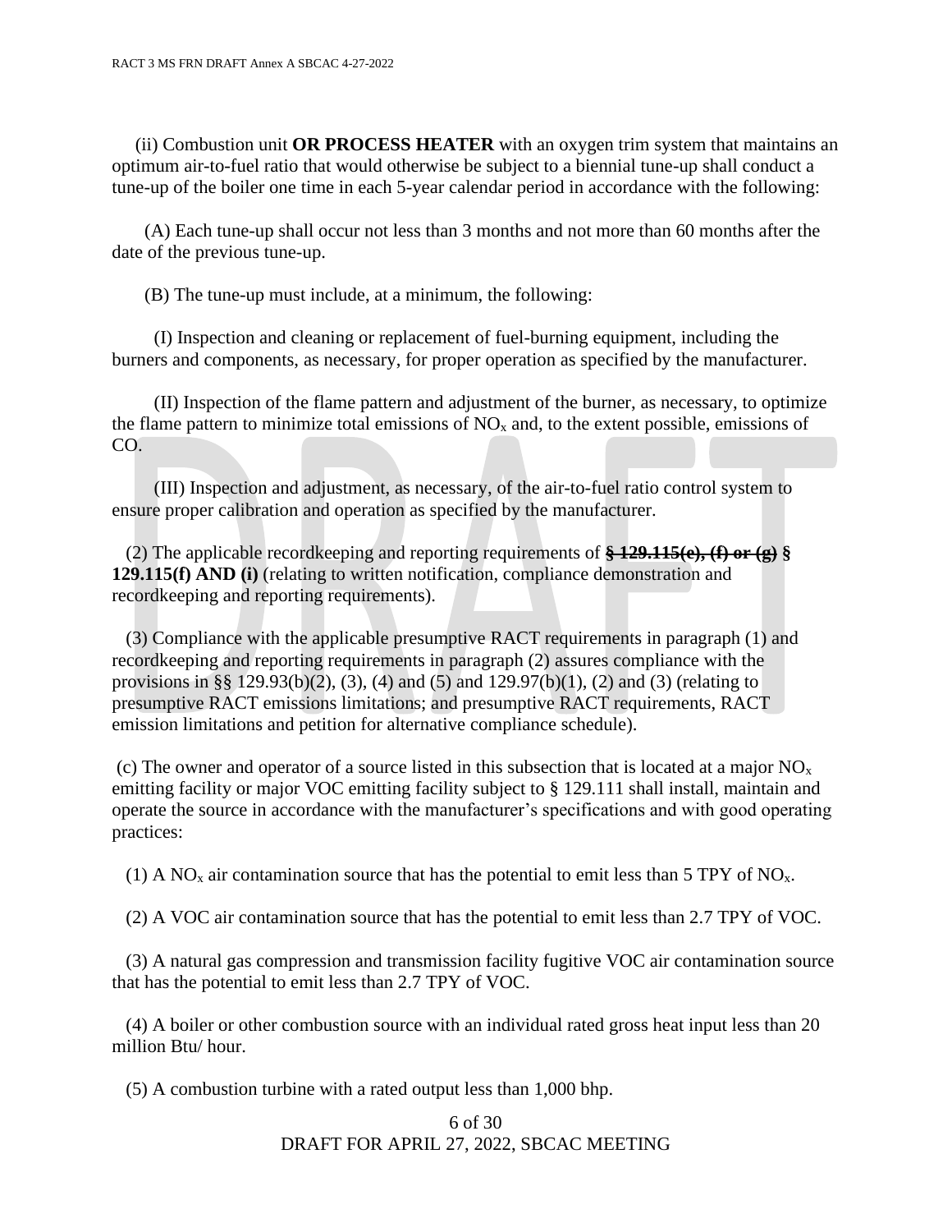(ii) Combustion unit **OR PROCESS HEATER** with an oxygen trim system that maintains an optimum air-to-fuel ratio that would otherwise be subject to a biennial tune-up shall conduct a tune-up of the boiler one time in each 5-year calendar period in accordance with the following:

(A) Each tune-up shall occur not less than 3 months and not more than 60 months after the date of the previous tune-up.

(B) The tune-up must include, at a minimum, the following:

(I) Inspection and cleaning or replacement of fuel-burning equipment, including the burners and components, as necessary, for proper operation as specified by the manufacturer.

(II) Inspection of the flame pattern and adjustment of the burner, as necessary, to optimize the flame pattern to minimize total emissions of $NO_x$ and, to the extent possible, emissions of CO.

(III) Inspection and adjustment, as necessary, of the air-to-fuel ratio control system to ensure proper calibration and operation as specified by the manufacturer.

(2) The applicable recordkeeping and reporting requirements of ~~**§ 129.115(e), (f) or (g)**~~ **§ 129.115(f) AND (i)** (relating to written notification, compliance demonstration and recordkeeping and reporting requirements).

(3) Compliance with the applicable presumptive RACT requirements in paragraph (1) and recordkeeping and reporting requirements in paragraph (2) assures compliance with the provisions in §§ 129.93(b)(2), (3), (4) and (5) and 129.97(b)(1), (2) and (3) (relating to presumptive RACT emissions limitations; and presumptive RACT requirements, RACT emission limitations and petition for alternative compliance schedule).

(c) The owner and operator of a source listed in this subsection that is located at a major $NO_x$ emitting facility or major VOC emitting facility subject to § 129.111 shall install, maintain and operate the source in accordance with the manufacturer's specifications and with good operating practices:

(1) A $NO_x$ air contamination source that has the potential to emit less than 5 TPY of $NO_x$.

(2) A VOC air contamination source that has the potential to emit less than 2.7 TPY of VOC.

(3) A natural gas compression and transmission facility fugitive VOC air contamination source that has the potential to emit less than 2.7 TPY of VOC.

(4) A boiler or other combustion source with an individual rated gross heat input less than 20 million Btu/ hour.

(5) A combustion turbine with a rated output less than 1,000 bhp.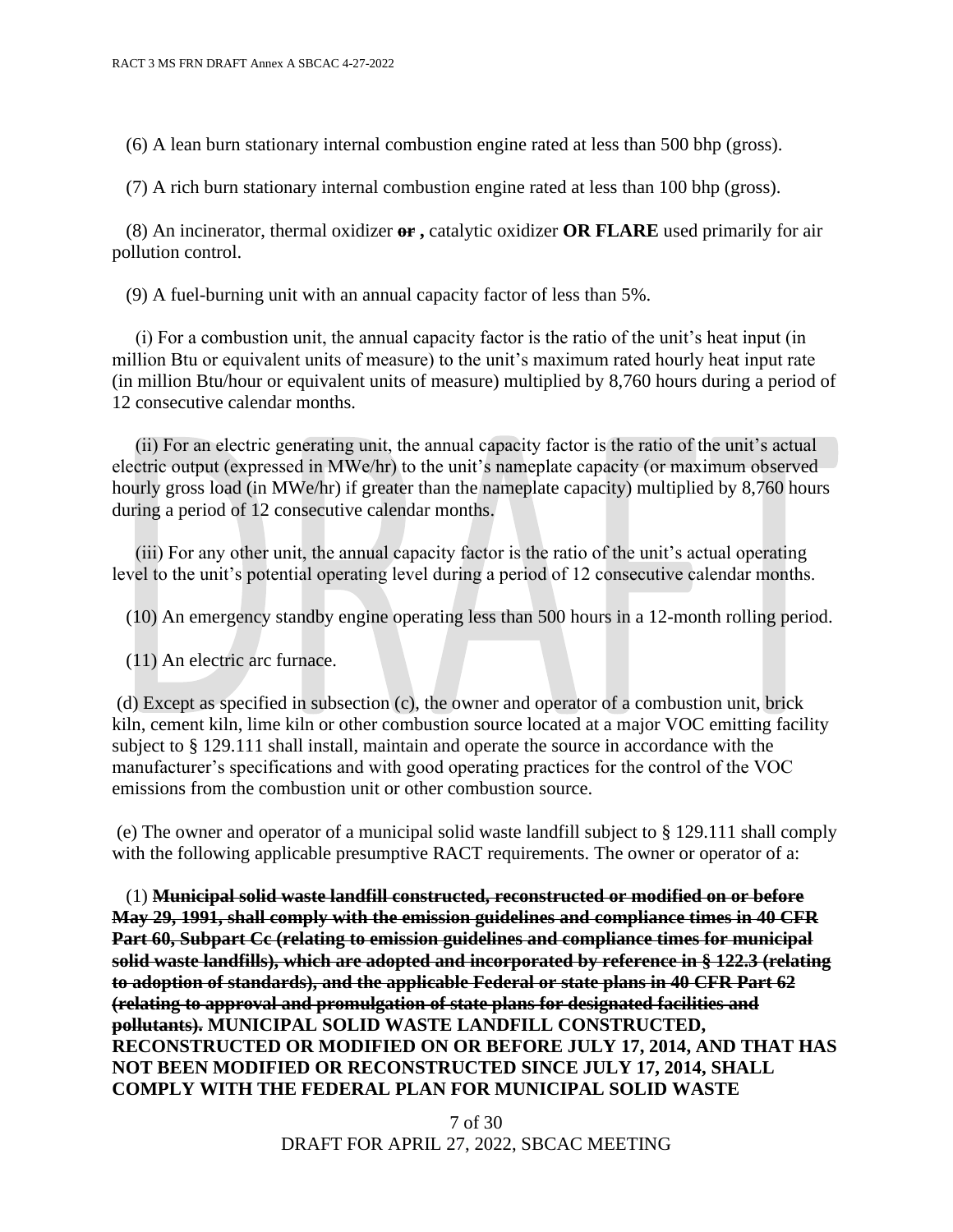(6) A lean burn stationary internal combustion engine rated at less than 500 bhp (gross).

(7) A rich burn stationary internal combustion engine rated at less than 100 bhp (gross).

(8) An incinerator, thermal oxidizer ~~or~~ **,** catalytic oxidizer **OR FLARE** used primarily for air pollution control.

(9) A fuel-burning unit with an annual capacity factor of less than 5%.

(i) For a combustion unit, the annual capacity factor is the ratio of the unit's heat input (in million Btu or equivalent units of measure) to the unit's maximum rated hourly heat input rate (in million Btu/hour or equivalent units of measure) multiplied by 8,760 hours during a period of 12 consecutive calendar months.

(ii) For an electric generating unit, the annual capacity factor is the ratio of the unit's actual electric output (expressed in MWe/hr) to the unit's nameplate capacity (or maximum observed hourly gross load (in MWe/hr) if greater than the nameplate capacity) multiplied by 8,760 hours during a period of 12 consecutive calendar months.

(iii) For any other unit, the annual capacity factor is the ratio of the unit's actual operating level to the unit's potential operating level during a period of 12 consecutive calendar months.

(10) An emergency standby engine operating less than 500 hours in a 12-month rolling period.

(11) An electric arc furnace.

(d) Except as specified in subsection (c), the owner and operator of a combustion unit, brick kiln, cement kiln, lime kiln or other combustion source located at a major VOC emitting facility subject to § 129.111 shall install, maintain and operate the source in accordance with the manufacturer's specifications and with good operating practices for the control of the VOC emissions from the combustion unit or other combustion source.

(e) The owner and operator of a municipal solid waste landfill subject to § 129.111 shall comply with the following applicable presumptive RACT requirements. The owner or operator of a:

(1) ~~**Municipal solid waste landfill constructed, reconstructed or modified on or before May 29, 1991, shall comply with the emission guidelines and compliance times in 40 CFR Part 60, Subpart Cc (relating to emission guidelines and compliance times for municipal solid waste landfills), which are adopted and incorporated by reference in § 122.3 (relating to adoption of standards), and the applicable Federal or state plans in 40 CFR Part 62 (relating to approval and promulgation of state plans for designated facilities and pollutants).**~~ **MUNICIPAL SOLID WASTE LANDFILL CONSTRUCTED, RECONSTRUCTED OR MODIFIED ON OR BEFORE JULY 17, 2014, AND THAT HAS NOT BEEN MODIFIED OR RECONSTRUCTED SINCE JULY 17, 2014, SHALL COMPLY WITH THE FEDERAL PLAN FOR MUNICIPAL SOLID WASTE**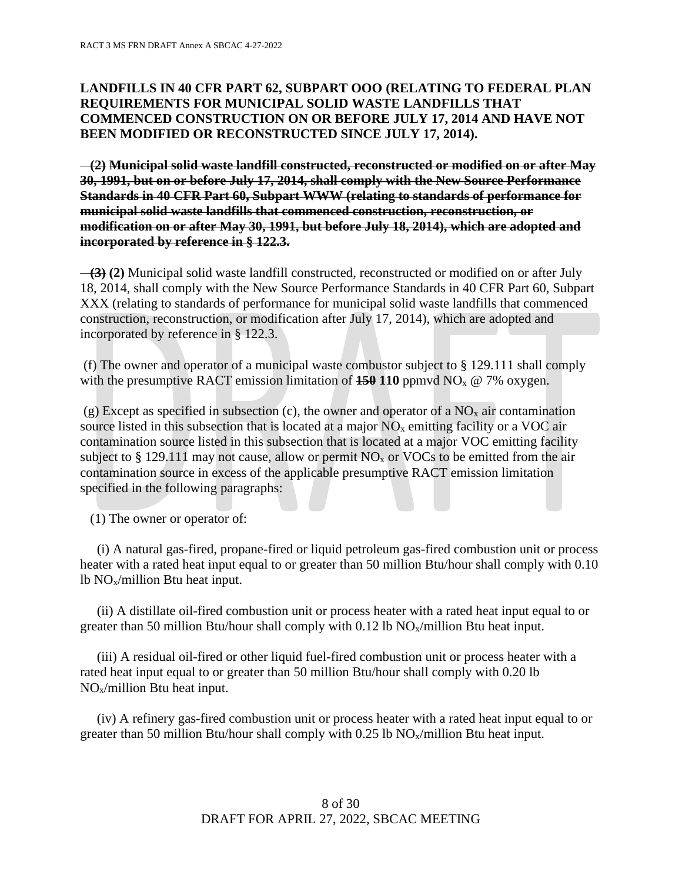**LANDFILLS IN 40 CFR PART 62, SUBPART OOO (RELATING TO FEDERAL PLAN REQUIREMENTS FOR MUNICIPAL SOLID WASTE LANDFILLS THAT COMMENCED CONSTRUCTION ON OR BEFORE JULY 17, 2014 AND HAVE NOT BEEN MODIFIED OR RECONSTRUCTED SINCE JULY 17, 2014).**

~~**(2) Municipal solid waste landfill constructed, reconstructed or modified on or after May 30, 1991, but on or before July 17, 2014, shall comply with the New Source Performance Standards in 40 CFR Part 60, Subpart WWW (relating to standards of performance for municipal solid waste landfills that commenced construction, reconstruction, or modification on or after May 30, 1991, but before July 18, 2014), which are adopted and incorporated by reference in § 122.3.**~~

~~**(3)**~~ **(2)** Municipal solid waste landfill constructed, reconstructed or modified on or after July 18, 2014, shall comply with the New Source Performance Standards in 40 CFR Part 60, Subpart XXX (relating to standards of performance for municipal solid waste landfills that commenced construction, reconstruction, or modification after July 17, 2014), which are adopted and incorporated by reference in § 122.3.

(f) The owner and operator of a municipal waste combustor subject to § 129.111 shall comply with the presumptive RACT emission limitation of ~~**150**~~ **110** ppmvd $NO_x$ @ 7% oxygen.

(g) Except as specified in subsection (c), the owner and operator of a $NO_x$ air contamination source listed in this subsection that is located at a major $NO_x$ emitting facility or a VOC air contamination source listed in this subsection that is located at a major VOC emitting facility subject to § 129.111 may not cause, allow or permit $NO_x$ or VOCs to be emitted from the air contamination source in excess of the applicable presumptive RACT emission limitation specified in the following paragraphs:

(1) The owner or operator of:

(i) A natural gas-fired, propane-fired or liquid petroleum gas-fired combustion unit or process heater with a rated heat input equal to or greater than 50 million Btu/hour shall comply with 0.10 lb $NO_x$/million Btu heat input.

(ii) A distillate oil-fired combustion unit or process heater with a rated heat input equal to or greater than 50 million Btu/hour shall comply with 0.12 lb $NO_x$/million Btu heat input.

(iii) A residual oil-fired or other liquid fuel-fired combustion unit or process heater with a rated heat input equal to or greater than 50 million Btu/hour shall comply with 0.20 lb $NO_x$/million Btu heat input.

(iv) A refinery gas-fired combustion unit or process heater with a rated heat input equal to or greater than 50 million Btu/hour shall comply with 0.25 lb $NO_x$/million Btu heat input.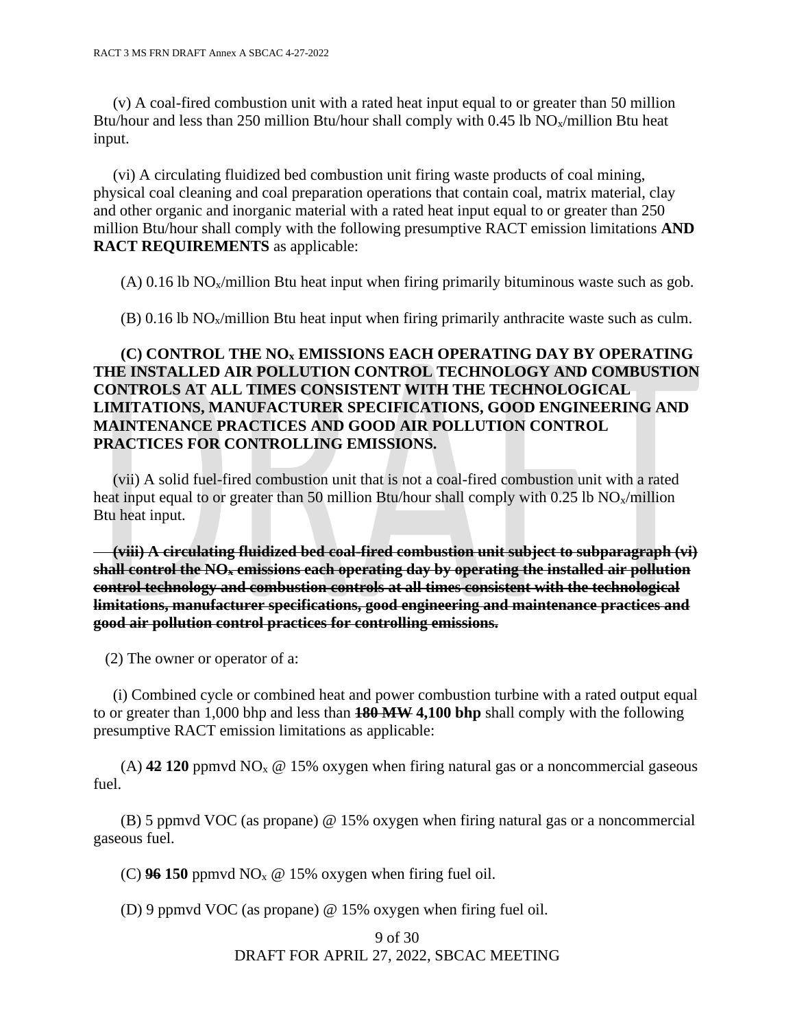(v) A coal-fired combustion unit with a rated heat input equal to or greater than 50 million Btu/hour and less than 250 million Btu/hour shall comply with 0.45 lb $NO_x$/million Btu heat input.

(vi) A circulating fluidized bed combustion unit firing waste products of coal mining, physical coal cleaning and coal preparation operations that contain coal, matrix material, clay and other organic and inorganic material with a rated heat input equal to or greater than 250 million Btu/hour shall comply with the following presumptive RACT emission limitations **AND RACT REQUIREMENTS** as applicable:

(A) 0.16 lb $NO_x$/million Btu heat input when firing primarily bituminous waste such as gob.

(B) 0.16 lb $NO_x$/million Btu heat input when firing primarily anthracite waste such as culm.

**(C) CONTROL THE $NO_x$ EMISSIONS EACH OPERATING DAY BY OPERATING THE INSTALLED AIR POLLUTION CONTROL TECHNOLOGY AND COMBUSTION CONTROLS AT ALL TIMES CONSISTENT WITH THE TECHNOLOGICAL LIMITATIONS, MANUFACTURER SPECIFICATIONS, GOOD ENGINEERING AND MAINTENANCE PRACTICES AND GOOD AIR POLLUTION CONTROL PRACTICES FOR CONTROLLING EMISSIONS.**

(vii) A solid fuel-fired combustion unit that is not a coal-fired combustion unit with a rated heat input equal to or greater than 50 million Btu/hour shall comply with 0.25 lb $NO_x$/million Btu heat input.

~~**(viii) A circulating fluidized bed coal-fired combustion unit subject to subparagraph (vi) shall control the $NO_x$ emissions each operating day by operating the installed air pollution control technology and combustion controls at all times consistent with the technological limitations, manufacturer specifications, good engineering and maintenance practices and good air pollution control practices for controlling emissions.**~~

(2) The owner or operator of a:

(i) Combined cycle or combined heat and power combustion turbine with a rated output equal to or greater than 1,000 bhp and less than ~~**180 MW**~~ **4,100 bhp** shall comply with the following presumptive RACT emission limitations as applicable:

(A) ~~**42**~~ **120** ppmvd $NO_x$ @ 15% oxygen when firing natural gas or a noncommercial gaseous fuel.

(B) 5 ppmvd VOC (as propane) @ 15% oxygen when firing natural gas or a noncommercial gaseous fuel.

(C) ~~**96**~~ **150** ppmvd $NO_x$ @ 15% oxygen when firing fuel oil.

(D) 9 ppmvd VOC (as propane) @ 15% oxygen when firing fuel oil.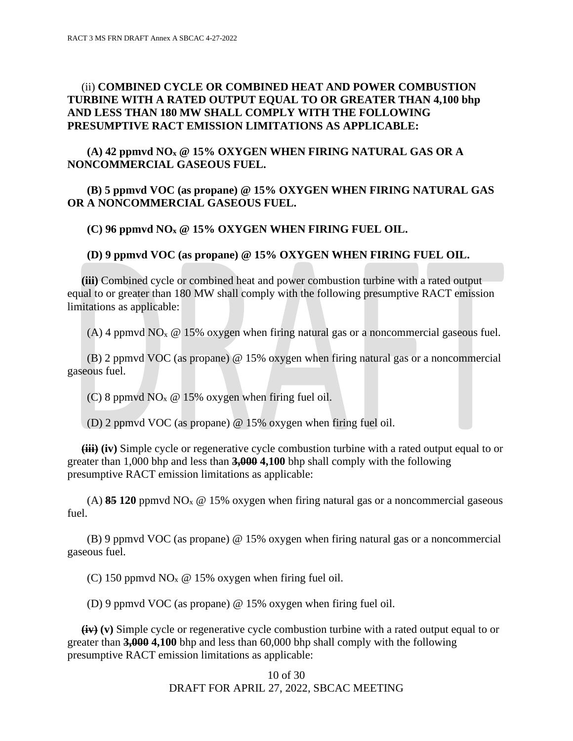(ii) **COMBINED CYCLE OR COMBINED HEAT AND POWER COMBUSTION TURBINE WITH A RATED OUTPUT EQUAL TO OR GREATER THAN 4,100 bhp AND LESS THAN 180 MW SHALL COMPLY WITH THE FOLLOWING PRESUMPTIVE RACT EMISSION LIMITATIONS AS APPLICABLE:**

**(A) 42 ppmvd $NO_x$ @ 15% OXYGEN WHEN FIRING NATURAL GAS OR A NONCOMMERCIAL GASEOUS FUEL.**

**(B) 5 ppmvd VOC (as propane) @ 15% OXYGEN WHEN FIRING NATURAL GAS OR A NONCOMMERCIAL GASEOUS FUEL.**

**(C) 96 ppmvd $NO_x$ @ 15% OXYGEN WHEN FIRING FUEL OIL.**

**(D) 9 ppmvd VOC (as propane) @ 15% OXYGEN WHEN FIRING FUEL OIL.**

**(iii)** Combined cycle or combined heat and power combustion turbine with a rated output equal to or greater than 180 MW shall comply with the following presumptive RACT emission limitations as applicable:

(A) 4 ppmvd $NO_x$ @ 15% oxygen when firing natural gas or a noncommercial gaseous fuel.

(B) 2 ppmvd VOC (as propane) @ 15% oxygen when firing natural gas or a noncommercial gaseous fuel.

(C) 8 ppmvd $NO_x$ @ 15% oxygen when firing fuel oil.

(D) 2 ppmvd VOC (as propane) @ 15% oxygen when firing fuel oil.

~~**(iii)**~~ **(iv)** Simple cycle or regenerative cycle combustion turbine with a rated output equal to or greater than 1,000 bhp and less than ~~**3,000**~~ **4,100** bhp shall comply with the following presumptive RACT emission limitations as applicable:

(A) ~~**85**~~ **120** ppmvd $NO_x$ @ 15% oxygen when firing natural gas or a noncommercial gaseous fuel.

(B) 9 ppmvd VOC (as propane) @ 15% oxygen when firing natural gas or a noncommercial gaseous fuel.

(C) 150 ppmvd $NO_x$ @ 15% oxygen when firing fuel oil.

(D) 9 ppmvd VOC (as propane) @ 15% oxygen when firing fuel oil.

~~**(iv)**~~ **(v)** Simple cycle or regenerative cycle combustion turbine with a rated output equal to or greater than ~~**3,000**~~ **4,100** bhp and less than 60,000 bhp shall comply with the following presumptive RACT emission limitations as applicable: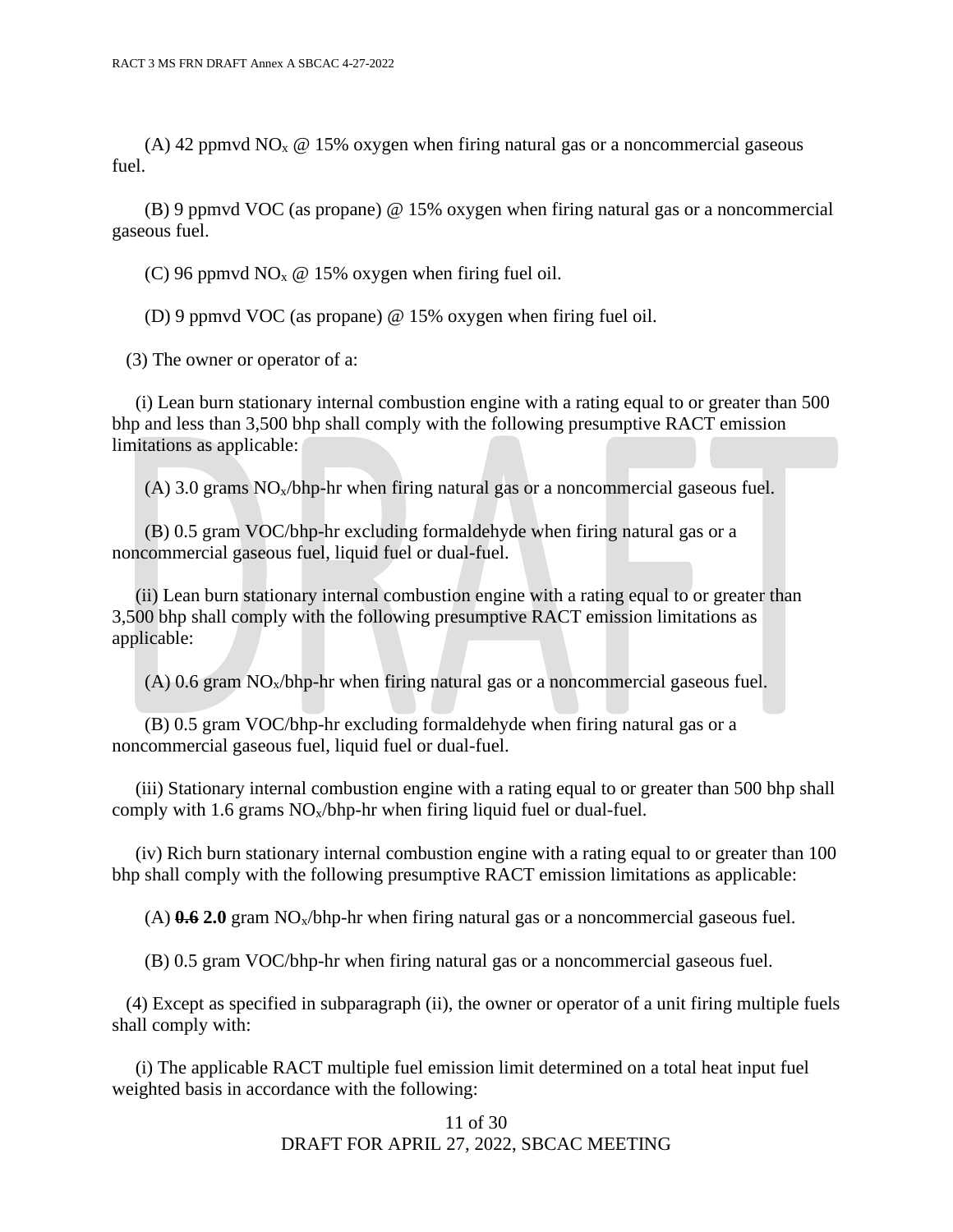(A) 42 ppmvd $NO_x$ @ 15% oxygen when firing natural gas or a noncommercial gaseous fuel.

(B) 9 ppmvd VOC (as propane) @ 15% oxygen when firing natural gas or a noncommercial gaseous fuel.

(C) 96 ppmvd $NO_x$ @ 15% oxygen when firing fuel oil.

(D) 9 ppmvd VOC (as propane) @ 15% oxygen when firing fuel oil.

(3) The owner or operator of a:

(i) Lean burn stationary internal combustion engine with a rating equal to or greater than 500 bhp and less than 3,500 bhp shall comply with the following presumptive RACT emission limitations as applicable:

(A) 3.0 grams $NO_x$/bhp-hr when firing natural gas or a noncommercial gaseous fuel.

(B) 0.5 gram VOC/bhp-hr excluding formaldehyde when firing natural gas or a noncommercial gaseous fuel, liquid fuel or dual-fuel.

(ii) Lean burn stationary internal combustion engine with a rating equal to or greater than 3,500 bhp shall comply with the following presumptive RACT emission limitations as applicable:

(A) 0.6 gram $NO_x$/bhp-hr when firing natural gas or a noncommercial gaseous fuel.

(B) 0.5 gram VOC/bhp-hr excluding formaldehyde when firing natural gas or a noncommercial gaseous fuel, liquid fuel or dual-fuel.

(iii) Stationary internal combustion engine with a rating equal to or greater than 500 bhp shall comply with 1.6 grams $NO_x$/bhp-hr when firing liquid fuel or dual-fuel.

(iv) Rich burn stationary internal combustion engine with a rating equal to or greater than 100 bhp shall comply with the following presumptive RACT emission limitations as applicable:

(A) ~~**0.6**~~ **2.0** gram $NO_x$/bhp-hr when firing natural gas or a noncommercial gaseous fuel.

(B) 0.5 gram VOC/bhp-hr when firing natural gas or a noncommercial gaseous fuel.

(4) Except as specified in subparagraph (ii), the owner or operator of a unit firing multiple fuels shall comply with:

(i) The applicable RACT multiple fuel emission limit determined on a total heat input fuel weighted basis in accordance with the following: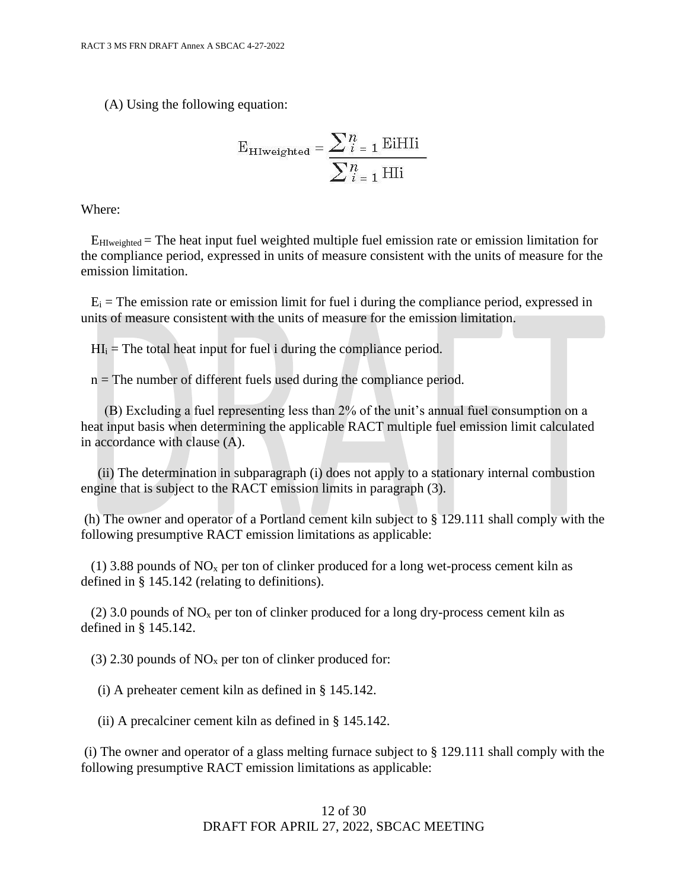(A) Using the following equation:

$$E_{HIweighted} = \frac{\sum_{i=1}^{n} E_i HI_i}{\sum_{i=1}^{n} HI_i}$$

Where:

$E_{HIweighted}$ = The heat input fuel weighted multiple fuel emission rate or emission limitation for the compliance period, expressed in units of measure consistent with the units of measure for the emission limitation.

$E_i$ = The emission rate or emission limit for fuel i during the compliance period, expressed in units of measure consistent with the units of measure for the emission limitation.

$HI_i$ = The total heat input for fuel i during the compliance period.

n = The number of different fuels used during the compliance period.

(B) Excluding a fuel representing less than 2% of the unit's annual fuel consumption on a heat input basis when determining the applicable RACT multiple fuel emission limit calculated in accordance with clause (A).

(ii) The determination in subparagraph (i) does not apply to a stationary internal combustion engine that is subject to the RACT emission limits in paragraph (3).

(h) The owner and operator of a Portland cement kiln subject to § 129.111 shall comply with the following presumptive RACT emission limitations as applicable:

(1) 3.88 pounds of $NO_x$ per ton of clinker produced for a long wet-process cement kiln as defined in § 145.142 (relating to definitions).

(2) 3.0 pounds of $NO_x$ per ton of clinker produced for a long dry-process cement kiln as defined in § 145.142.

(3) 2.30 pounds of $NO_x$ per ton of clinker produced for:

(i) A preheater cement kiln as defined in § 145.142.

(ii) A precalciner cement kiln as defined in § 145.142.

(i) The owner and operator of a glass melting furnace subject to § 129.111 shall comply with the following presumptive RACT emission limitations as applicable: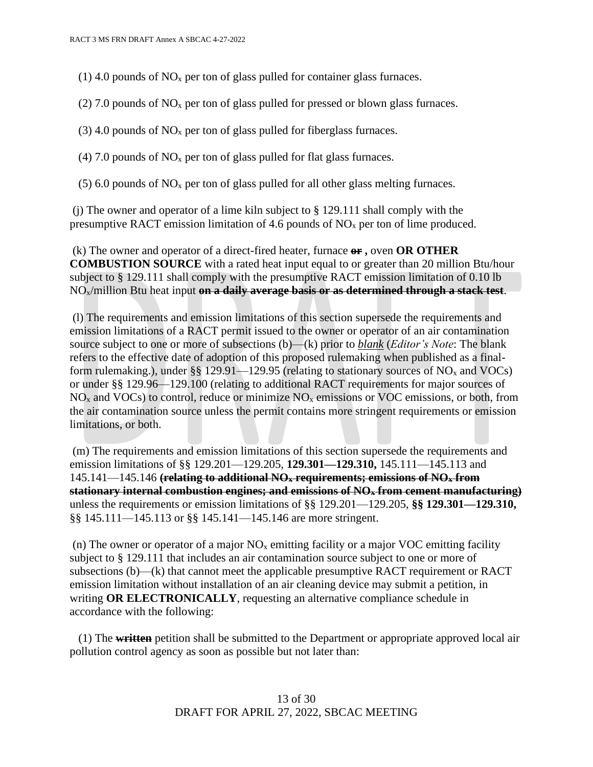(1) 4.0 pounds of $NO_x$ per ton of glass pulled for container glass furnaces.

(2) 7.0 pounds of $NO_x$ per ton of glass pulled for pressed or blown glass furnaces.

(3) 4.0 pounds of $NO_x$ per ton of glass pulled for fiberglass furnaces.

(4) 7.0 pounds of $NO_x$ per ton of glass pulled for flat glass furnaces.

(5) 6.0 pounds of $NO_x$ per ton of glass pulled for all other glass melting furnaces.

(j) The owner and operator of a lime kiln subject to § 129.111 shall comply with the presumptive RACT emission limitation of 4.6 pounds of $NO_x$ per ton of lime produced.

(k) The owner and operator of a direct-fired heater, furnace ~~**or**~~ **,** oven **OR OTHER COMBUSTION SOURCE** with a rated heat input equal to or greater than 20 million Btu/hour subject to § 129.111 shall comply with the presumptive RACT emission limitation of 0.10 lb $NO_x$/million Btu heat input ~~**on a daily average basis or as determined through a stack test**~~.

(l) The requirements and emission limitations of this section supersede the requirements and emission limitations of a RACT permit issued to the owner or operator of an air contamination source subject to one or more of subsections (b)—(k) prior to *blank* (*Editor's Note*: The blank refers to the effective date of adoption of this proposed rulemaking when published as a final-form rulemaking.), under §§ 129.91—129.95 (relating to stationary sources of $NO_x$ and VOCs) or under §§ 129.96—129.100 (relating to additional RACT requirements for major sources of $NO_x$ and VOCs) to control, reduce or minimize $NO_x$ emissions or VOC emissions, or both, from the air contamination source unless the permit contains more stringent requirements or emission limitations, or both.

(m) The requirements and emission limitations of this section supersede the requirements and emission limitations of §§ 129.201—129.205, **129.301—129.310,** 145.111—145.113 and 145.141—145.146 ~~**(relating to additional $NO_x$ requirements; emissions of $NO_x$ from stationary internal combustion engines; and emissions of $NO_x$ from cement manufacturing)**~~ unless the requirements or emission limitations of §§ 129.201—129.205, **§§ 129.301—129.310,** §§ 145.111—145.113 or §§ 145.141—145.146 are more stringent.

(n) The owner or operator of a major $NO_x$ emitting facility or a major VOC emitting facility subject to § 129.111 that includes an air contamination source subject to one or more of subsections (b)—(k) that cannot meet the applicable presumptive RACT requirement or RACT emission limitation without installation of an air cleaning device may submit a petition, in writing **OR ELECTRONICALLY**, requesting an alternative compliance schedule in accordance with the following:

(1) The ~~**written**~~ petition shall be submitted to the Department or appropriate approved local air pollution control agency as soon as possible but not later than: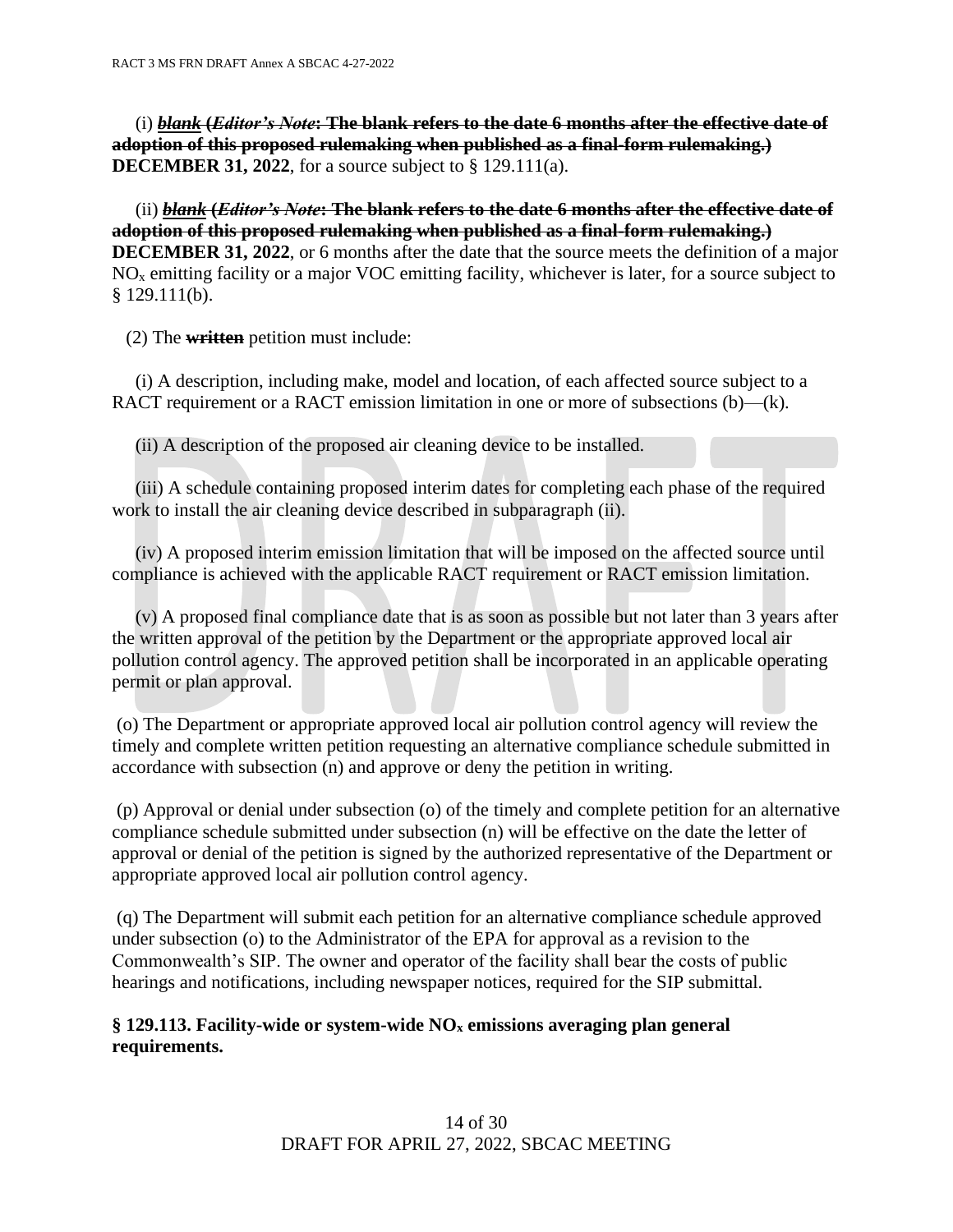(i) ~~***blank*** **(*Editor's Note*: The blank refers to the date 6 months after the effective date of adoption of this proposed rulemaking when published as a final-form rulemaking.)**~~ **DECEMBER 31, 2022**, for a source subject to § 129.111(a).

(ii) ~~***blank*** **(*Editor's Note*: The blank refers to the date 6 months after the effective date of adoption of this proposed rulemaking when published as a final-form rulemaking.)**~~ **DECEMBER 31, 2022**, or 6 months after the date that the source meets the definition of a major $NO_x$ emitting facility or a major VOC emitting facility, whichever is later, for a source subject to § 129.111(b).

(2) The ~~**written**~~ petition must include:

(i) A description, including make, model and location, of each affected source subject to a RACT requirement or a RACT emission limitation in one or more of subsections (b)—(k).

(ii) A description of the proposed air cleaning device to be installed.

(iii) A schedule containing proposed interim dates for completing each phase of the required work to install the air cleaning device described in subparagraph (ii).

(iv) A proposed interim emission limitation that will be imposed on the affected source until compliance is achieved with the applicable RACT requirement or RACT emission limitation.

(v) A proposed final compliance date that is as soon as possible but not later than 3 years after the written approval of the petition by the Department or the appropriate approved local air pollution control agency. The approved petition shall be incorporated in an applicable operating permit or plan approval.

(o) The Department or appropriate approved local air pollution control agency will review the timely and complete written petition requesting an alternative compliance schedule submitted in accordance with subsection (n) and approve or deny the petition in writing.

(p) Approval or denial under subsection (o) of the timely and complete petition for an alternative compliance schedule submitted under subsection (n) will be effective on the date the letter of approval or denial of the petition is signed by the authorized representative of the Department or appropriate approved local air pollution control agency.

(q) The Department will submit each petition for an alternative compliance schedule approved under subsection (o) to the Administrator of the EPA for approval as a revision to the Commonwealth's SIP. The owner and operator of the facility shall bear the costs of public hearings and notifications, including newspaper notices, required for the SIP submittal.

**§ 129.113. Facility-wide or system-wide $NO_x$ emissions averaging plan general requirements.**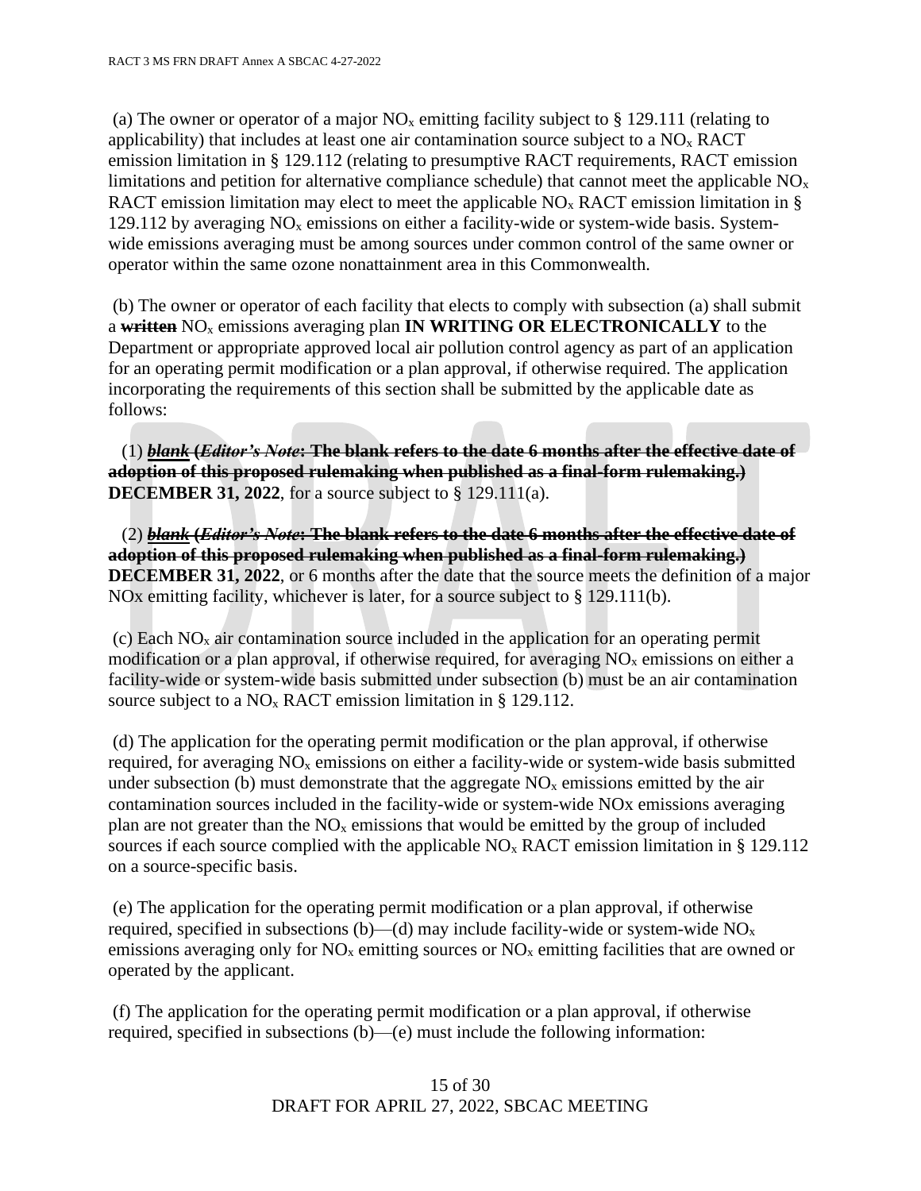(a) The owner or operator of a major $NO_x$ emitting facility subject to § 129.111 (relating to applicability) that includes at least one air contamination source subject to a $NO_x$ RACT emission limitation in § 129.112 (relating to presumptive RACT requirements, RACT emission limitations and petition for alternative compliance schedule) that cannot meet the applicable $NO_x$ RACT emission limitation may elect to meet the applicable $NO_x$ RACT emission limitation in § 129.112 by averaging $NO_x$ emissions on either a facility-wide or system-wide basis. System-wide emissions averaging must be among sources under common control of the same owner or operator within the same ozone nonattainment area in this Commonwealth.

(b) The owner or operator of each facility that elects to comply with subsection (a) shall submit a ~~**written**~~ $NO_x$ emissions averaging plan **IN WRITING OR ELECTRONICALLY** to the Department or appropriate approved local air pollution control agency as part of an application for an operating permit modification or a plan approval, if otherwise required. The application incorporating the requirements of this section shall be submitted by the applicable date as follows:

(1) ~~***blank*** **(*Editor's Note*: The blank refers to the date 6 months after the effective date of adoption of this proposed rulemaking when published as a final-form rulemaking.)**~~ **DECEMBER 31, 2022**, for a source subject to § 129.111(a).

(2) ~~***blank*** **(*Editor's Note*: The blank refers to the date 6 months after the effective date of adoption of this proposed rulemaking when published as a final-form rulemaking.)**~~ **DECEMBER 31, 2022**, or 6 months after the date that the source meets the definition of a major NOx emitting facility, whichever is later, for a source subject to § 129.111(b).

(c) Each $NO_x$ air contamination source included in the application for an operating permit modification or a plan approval, if otherwise required, for averaging $NO_x$ emissions on either a facility-wide or system-wide basis submitted under subsection (b) must be an air contamination source subject to a $NO_x$ RACT emission limitation in § 129.112.

(d) The application for the operating permit modification or the plan approval, if otherwise required, for averaging $NO_x$ emissions on either a facility-wide or system-wide basis submitted under subsection (b) must demonstrate that the aggregate $NO_x$ emissions emitted by the air contamination sources included in the facility-wide or system-wide NOx emissions averaging plan are not greater than the $NO_x$ emissions that would be emitted by the group of included sources if each source complied with the applicable $NO_x$ RACT emission limitation in § 129.112 on a source-specific basis.

(e) The application for the operating permit modification or a plan approval, if otherwise required, specified in subsections (b)—(d) may include facility-wide or system-wide $NO_x$ emissions averaging only for $NO_x$ emitting sources or $NO_x$ emitting facilities that are owned or operated by the applicant.

(f) The application for the operating permit modification or a plan approval, if otherwise required, specified in subsections (b)—(e) must include the following information: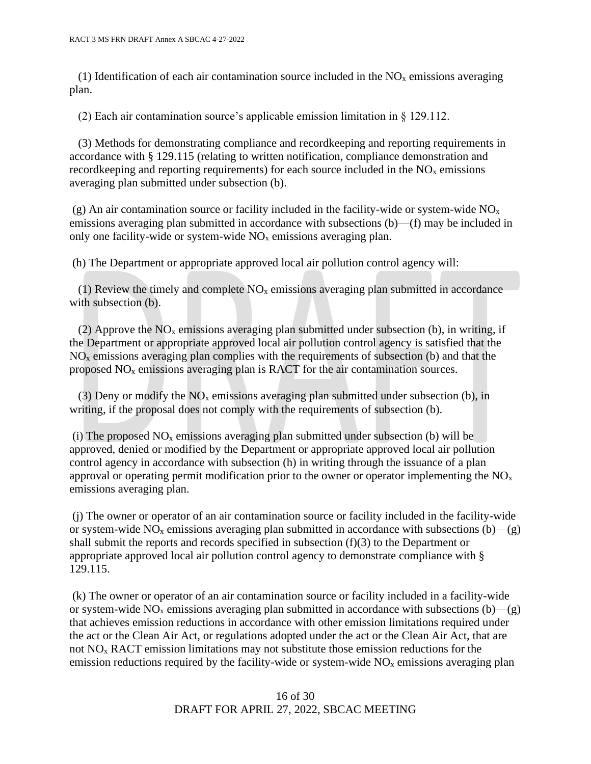(1) Identification of each air contamination source included in the $NO_x$ emissions averaging plan.

(2) Each air contamination source's applicable emission limitation in § 129.112.

(3) Methods for demonstrating compliance and recordkeeping and reporting requirements in accordance with § 129.115 (relating to written notification, compliance demonstration and recordkeeping and reporting requirements) for each source included in the $NO_x$ emissions averaging plan submitted under subsection (b).

(g) An air contamination source or facility included in the facility-wide or system-wide $NO_x$ emissions averaging plan submitted in accordance with subsections (b)—(f) may be included in only one facility-wide or system-wide $NO_x$ emissions averaging plan.

(h) The Department or appropriate approved local air pollution control agency will:

(1) Review the timely and complete $NO_x$ emissions averaging plan submitted in accordance with subsection (b).

(2) Approve the $NO_x$ emissions averaging plan submitted under subsection (b), in writing, if the Department or appropriate approved local air pollution control agency is satisfied that the $NO_x$ emissions averaging plan complies with the requirements of subsection (b) and that the proposed $NO_x$ emissions averaging plan is RACT for the air contamination sources.

(3) Deny or modify the $NO_x$ emissions averaging plan submitted under subsection (b), in writing, if the proposal does not comply with the requirements of subsection (b).

(i) The proposed $NO_x$ emissions averaging plan submitted under subsection (b) will be approved, denied or modified by the Department or appropriate approved local air pollution control agency in accordance with subsection (h) in writing through the issuance of a plan approval or operating permit modification prior to the owner or operator implementing the $NO_x$ emissions averaging plan.

(j) The owner or operator of an air contamination source or facility included in the facility-wide or system-wide $NO_x$ emissions averaging plan submitted in accordance with subsections (b)—(g) shall submit the reports and records specified in subsection (f)(3) to the Department or appropriate approved local air pollution control agency to demonstrate compliance with § 129.115.

(k) The owner or operator of an air contamination source or facility included in a facility-wide or system-wide $NO_x$ emissions averaging plan submitted in accordance with subsections (b)—(g) that achieves emission reductions in accordance with other emission limitations required under the act or the Clean Air Act, or regulations adopted under the act or the Clean Air Act, that are not $NO_x$ RACT emission limitations may not substitute those emission reductions for the emission reductions required by the facility-wide or system-wide $NO_x$ emissions averaging plan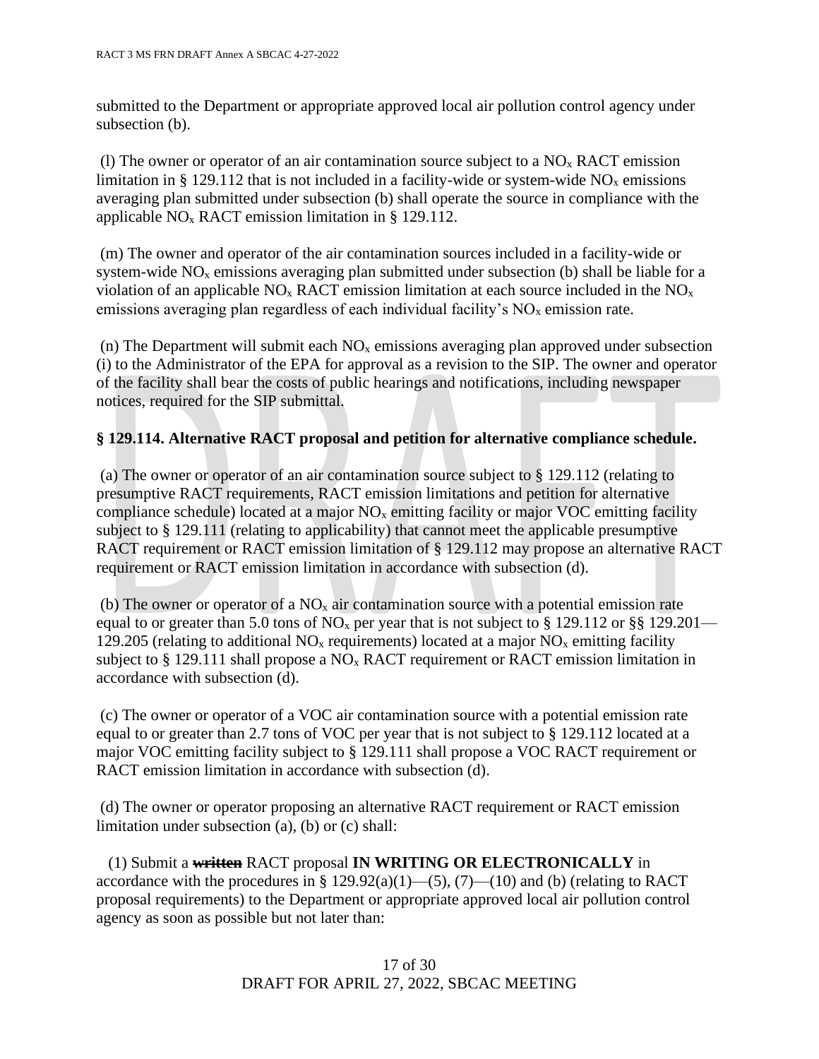submitted to the Department or appropriate approved local air pollution control agency under subsection (b).

(l) The owner or operator of an air contamination source subject to a $NO_x$ RACT emission limitation in § 129.112 that is not included in a facility-wide or system-wide $NO_x$ emissions averaging plan submitted under subsection (b) shall operate the source in compliance with the applicable $NO_x$ RACT emission limitation in § 129.112.

(m) The owner and operator of the air contamination sources included in a facility-wide or system-wide $NO_x$ emissions averaging plan submitted under subsection (b) shall be liable for a violation of an applicable $NO_x$ RACT emission limitation at each source included in the $NO_x$ emissions averaging plan regardless of each individual facility's $NO_x$ emission rate.

(n) The Department will submit each $NO_x$ emissions averaging plan approved under subsection (i) to the Administrator of the EPA for approval as a revision to the SIP. The owner and operator of the facility shall bear the costs of public hearings and notifications, including newspaper notices, required for the SIP submittal.

**§ 129.114. Alternative RACT proposal and petition for alternative compliance schedule.**

(a) The owner or operator of an air contamination source subject to § 129.112 (relating to presumptive RACT requirements, RACT emission limitations and petition for alternative compliance schedule) located at a major $NO_x$ emitting facility or major VOC emitting facility subject to § 129.111 (relating to applicability) that cannot meet the applicable presumptive RACT requirement or RACT emission limitation of § 129.112 may propose an alternative RACT requirement or RACT emission limitation in accordance with subsection (d).

(b) The owner or operator of a $NO_x$ air contamination source with a potential emission rate equal to or greater than 5.0 tons of $NO_x$ per year that is not subject to § 129.112 or §§ 129.201—129.205 (relating to additional $NO_x$ requirements) located at a major $NO_x$ emitting facility subject to § 129.111 shall propose a $NO_x$ RACT requirement or RACT emission limitation in accordance with subsection (d).

(c) The owner or operator of a VOC air contamination source with a potential emission rate equal to or greater than 2.7 tons of VOC per year that is not subject to § 129.112 located at a major VOC emitting facility subject to § 129.111 shall propose a VOC RACT requirement or RACT emission limitation in accordance with subsection (d).

(d) The owner or operator proposing an alternative RACT requirement or RACT emission limitation under subsection (a), (b) or (c) shall:

(1) Submit a ~~**written**~~ RACT proposal **IN WRITING OR ELECTRONICALLY** in accordance with the procedures in § 129.92(a)(1)—(5), (7)—(10) and (b) (relating to RACT proposal requirements) to the Department or appropriate approved local air pollution control agency as soon as possible but not later than: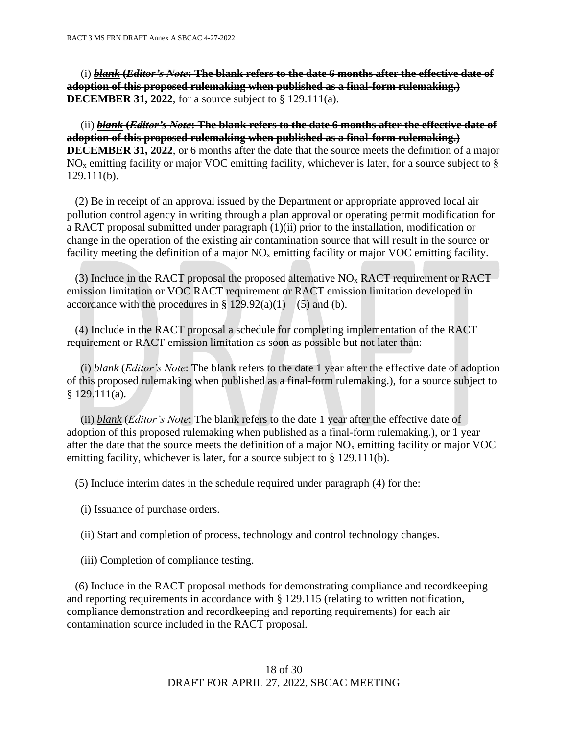(i) ***blank*** **(*Editor's Note*: The blank refers to the date 6 months after the effective date of adoption of this proposed rulemaking when published as a final-form rulemaking.) DECEMBER 31, 2022**, for a source subject to § 129.111(a).

(ii) ***blank*** **(*Editor's Note*: The blank refers to the date 6 months after the effective date of adoption of this proposed rulemaking when published as a final-form rulemaking.) DECEMBER 31, 2022**, or 6 months after the date that the source meets the definition of a major $NO_x$ emitting facility or major VOC emitting facility, whichever is later, for a source subject to § 129.111(b).

(2) Be in receipt of an approval issued by the Department or appropriate approved local air pollution control agency in writing through a plan approval or operating permit modification for a RACT proposal submitted under paragraph (1)(ii) prior to the installation, modification or change in the operation of the existing air contamination source that will result in the source or facility meeting the definition of a major $NO_x$ emitting facility or major VOC emitting facility.

(3) Include in the RACT proposal the proposed alternative $NO_x$ RACT requirement or RACT emission limitation or VOC RACT requirement or RACT emission limitation developed in accordance with the procedures in § 129.92(a)(1)—(5) and (b).

(4) Include in the RACT proposal a schedule for completing implementation of the RACT requirement or RACT emission limitation as soon as possible but not later than:

(i) *blank* (*Editor's Note*: The blank refers to the date 1 year after the effective date of adoption of this proposed rulemaking when published as a final-form rulemaking.), for a source subject to § 129.111(a).

(ii) *blank* (*Editor's Note*: The blank refers to the date 1 year after the effective date of adoption of this proposed rulemaking when published as a final-form rulemaking.), or 1 year after the date that the source meets the definition of a major $NO_x$ emitting facility or major VOC emitting facility, whichever is later, for a source subject to § 129.111(b).

(5) Include interim dates in the schedule required under paragraph (4) for the:

(i) Issuance of purchase orders.

(ii) Start and completion of process, technology and control technology changes.

(iii) Completion of compliance testing.

(6) Include in the RACT proposal methods for demonstrating compliance and recordkeeping and reporting requirements in accordance with § 129.115 (relating to written notification, compliance demonstration and recordkeeping and reporting requirements) for each air contamination source included in the RACT proposal.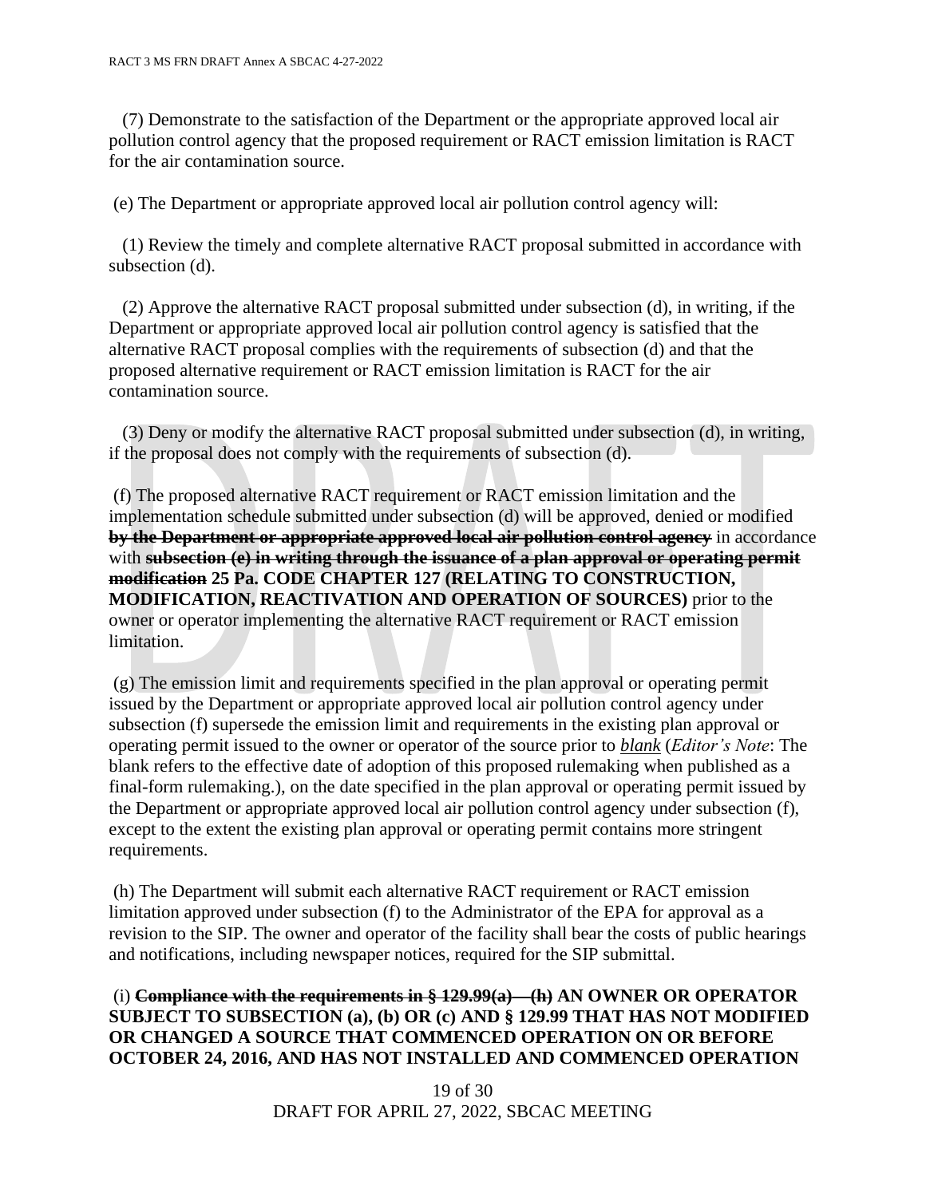(7) Demonstrate to the satisfaction of the Department or the appropriate approved local air pollution control agency that the proposed requirement or RACT emission limitation is RACT for the air contamination source.

(e) The Department or appropriate approved local air pollution control agency will:

(1) Review the timely and complete alternative RACT proposal submitted in accordance with subsection (d).

(2) Approve the alternative RACT proposal submitted under subsection (d), in writing, if the Department or appropriate approved local air pollution control agency is satisfied that the alternative RACT proposal complies with the requirements of subsection (d) and that the proposed alternative requirement or RACT emission limitation is RACT for the air contamination source.

(3) Deny or modify the alternative RACT proposal submitted under subsection (d), in writing, if the proposal does not comply with the requirements of subsection (d).

(f) The proposed alternative RACT requirement or RACT emission limitation and the implementation schedule submitted under subsection (d) will be approved, denied or modified ~~**by the Department or appropriate approved local air pollution control agency**~~ in accordance with ~~**subsection (e) in writing through the issuance of a plan approval or operating permit modification**~~ **25 Pa. CODE CHAPTER 127 (RELATING TO CONSTRUCTION, MODIFICATION, REACTIVATION AND OPERATION OF SOURCES)** prior to the owner or operator implementing the alternative RACT requirement or RACT emission limitation.

(g) The emission limit and requirements specified in the plan approval or operating permit issued by the Department or appropriate approved local air pollution control agency under subsection (f) supersede the emission limit and requirements in the existing plan approval or operating permit issued to the owner or operator of the source prior to *blank* (*Editor's Note*: The blank refers to the effective date of adoption of this proposed rulemaking when published as a final-form rulemaking.), on the date specified in the plan approval or operating permit issued by the Department or appropriate approved local air pollution control agency under subsection (f), except to the extent the existing plan approval or operating permit contains more stringent requirements.

(h) The Department will submit each alternative RACT requirement or RACT emission limitation approved under subsection (f) to the Administrator of the EPA for approval as a revision to the SIP. The owner and operator of the facility shall bear the costs of public hearings and notifications, including newspaper notices, required for the SIP submittal.

(i) ~~**Compliance with the requirements in § 129.99(a)—(h)**~~ **AN OWNER OR OPERATOR SUBJECT TO SUBSECTION (a), (b) OR (c) AND § 129.99 THAT HAS NOT MODIFIED OR CHANGED A SOURCE THAT COMMENCED OPERATION ON OR BEFORE OCTOBER 24, 2016, AND HAS NOT INSTALLED AND COMMENCED OPERATION**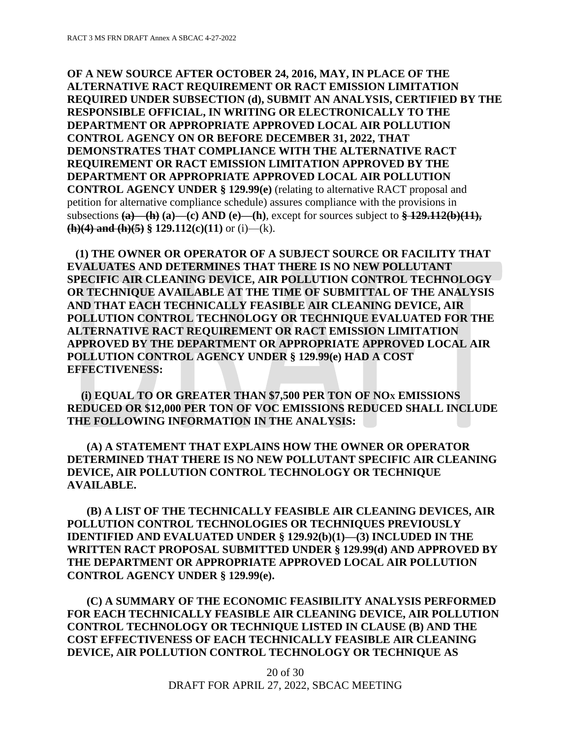**OF A NEW SOURCE AFTER OCTOBER 24, 2016, MAY, IN PLACE OF THE ALTERNATIVE RACT REQUIREMENT OR RACT EMISSION LIMITATION REQUIRED UNDER SUBSECTION (d), SUBMIT AN ANALYSIS, CERTIFIED BY THE RESPONSIBLE OFFICIAL, IN WRITING OR ELECTRONICALLY TO THE DEPARTMENT OR APPROPRIATE APPROVED LOCAL AIR POLLUTION CONTROL AGENCY ON OR BEFORE DECEMBER 31, 2022, THAT DEMONSTRATES THAT COMPLIANCE WITH THE ALTERNATIVE RACT REQUIREMENT OR RACT EMISSION LIMITATION APPROVED BY THE DEPARTMENT OR APPROPRIATE APPROVED LOCAL AIR POLLUTION CONTROL AGENCY UNDER § 129.99(e)** (relating to alternative RACT proposal and petition for alternative compliance schedule) assures compliance with the provisions in subsections ~~**(a)—(h)**~~ **(a)—(c) AND (e)—(h)**, except for sources subject to ~~**§ 129.112(b)(11), (h)(4) and (h)(5)**~~ **§ 129.112(c)(11)** or (i)—(k).

**(1) THE OWNER OR OPERATOR OF A SUBJECT SOURCE OR FACILITY THAT EVALUATES AND DETERMINES THAT THERE IS NO NEW POLLUTANT SPECIFIC AIR CLEANING DEVICE, AIR POLLUTION CONTROL TECHNOLOGY OR TECHNIQUE AVAILABLE AT THE TIME OF SUBMITTAL OF THE ANALYSIS AND THAT EACH TECHNICALLY FEASIBLE AIR CLEANING DEVICE, AIR POLLUTION CONTROL TECHNOLOGY OR TECHNIQUE EVALUATED FOR THE ALTERNATIVE RACT REQUIREMENT OR RACT EMISSION LIMITATION APPROVED BY THE DEPARTMENT OR APPROPRIATE APPROVED LOCAL AIR POLLUTION CONTROL AGENCY UNDER § 129.99(e) HAD A COST EFFECTIVENESS:**

**(i) EQUAL TO OR GREATER THAN $7,500 PER TON OF $NO_X$ EMISSIONS REDUCED OR $12,000 PER TON OF VOC EMISSIONS REDUCED SHALL INCLUDE THE FOLLOWING INFORMATION IN THE ANALYSIS:**

**(A) A STATEMENT THAT EXPLAINS HOW THE OWNER OR OPERATOR DETERMINED THAT THERE IS NO NEW POLLUTANT SPECIFIC AIR CLEANING DEVICE, AIR POLLUTION CONTROL TECHNOLOGY OR TECHNIQUE AVAILABLE.**

**(B) A LIST OF THE TECHNICALLY FEASIBLE AIR CLEANING DEVICES, AIR POLLUTION CONTROL TECHNOLOGIES OR TECHNIQUES PREVIOUSLY IDENTIFIED AND EVALUATED UNDER § 129.92(b)(1)—(3) INCLUDED IN THE WRITTEN RACT PROPOSAL SUBMITTED UNDER § 129.99(d) AND APPROVED BY THE DEPARTMENT OR APPROPRIATE APPROVED LOCAL AIR POLLUTION CONTROL AGENCY UNDER § 129.99(e).**

**(C) A SUMMARY OF THE ECONOMIC FEASIBILITY ANALYSIS PERFORMED FOR EACH TECHNICALLY FEASIBLE AIR CLEANING DEVICE, AIR POLLUTION CONTROL TECHNOLOGY OR TECHNIQUE LISTED IN CLAUSE (B) AND THE COST EFFECTIVENESS OF EACH TECHNICALLY FEASIBLE AIR CLEANING DEVICE, AIR POLLUTION CONTROL TECHNOLOGY OR TECHNIQUE AS**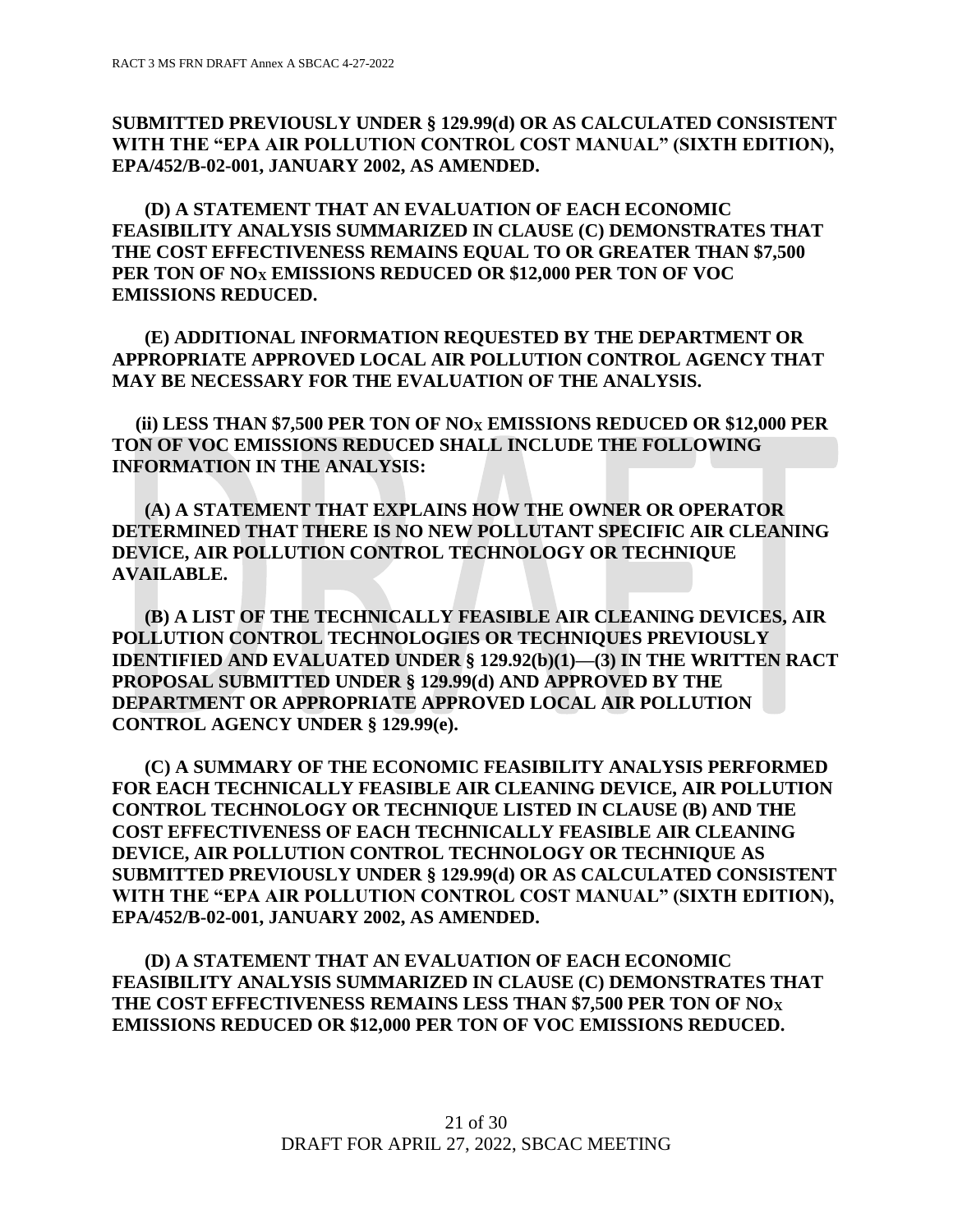**SUBMITTED PREVIOUSLY UNDER § 129.99(d) OR AS CALCULATED CONSISTENT WITH THE "EPA AIR POLLUTION CONTROL COST MANUAL" (SIXTH EDITION), EPA/452/B-02-001, JANUARY 2002, AS AMENDED.**

**(D) A STATEMENT THAT AN EVALUATION OF EACH ECONOMIC FEASIBILITY ANALYSIS SUMMARIZED IN CLAUSE (C) DEMONSTRATES THAT THE COST EFFECTIVENESS REMAINS EQUAL TO OR GREATER THAN $7,500 PER TON OF $NO_X$ EMISSIONS REDUCED OR $12,000 PER TON OF VOC EMISSIONS REDUCED.**

**(E) ADDITIONAL INFORMATION REQUESTED BY THE DEPARTMENT OR APPROPRIATE APPROVED LOCAL AIR POLLUTION CONTROL AGENCY THAT MAY BE NECESSARY FOR THE EVALUATION OF THE ANALYSIS.**

**(ii) LESS THAN $7,500 PER TON OF $NO_X$ EMISSIONS REDUCED OR $12,000 PER TON OF VOC EMISSIONS REDUCED SHALL INCLUDE THE FOLLOWING INFORMATION IN THE ANALYSIS:**

**(A) A STATEMENT THAT EXPLAINS HOW THE OWNER OR OPERATOR DETERMINED THAT THERE IS NO NEW POLLUTANT SPECIFIC AIR CLEANING DEVICE, AIR POLLUTION CONTROL TECHNOLOGY OR TECHNIQUE AVAILABLE.**

**(B) A LIST OF THE TECHNICALLY FEASIBLE AIR CLEANING DEVICES, AIR POLLUTION CONTROL TECHNOLOGIES OR TECHNIQUES PREVIOUSLY IDENTIFIED AND EVALUATED UNDER § 129.92(b)(1)—(3) IN THE WRITTEN RACT PROPOSAL SUBMITTED UNDER § 129.99(d) AND APPROVED BY THE DEPARTMENT OR APPROPRIATE APPROVED LOCAL AIR POLLUTION CONTROL AGENCY UNDER § 129.99(e).**

**(C) A SUMMARY OF THE ECONOMIC FEASIBILITY ANALYSIS PERFORMED FOR EACH TECHNICALLY FEASIBLE AIR CLEANING DEVICE, AIR POLLUTION CONTROL TECHNOLOGY OR TECHNIQUE LISTED IN CLAUSE (B) AND THE COST EFFECTIVENESS OF EACH TECHNICALLY FEASIBLE AIR CLEANING DEVICE, AIR POLLUTION CONTROL TECHNOLOGY OR TECHNIQUE AS SUBMITTED PREVIOUSLY UNDER § 129.99(d) OR AS CALCULATED CONSISTENT WITH THE "EPA AIR POLLUTION CONTROL COST MANUAL" (SIXTH EDITION), EPA/452/B-02-001, JANUARY 2002, AS AMENDED.**

**(D) A STATEMENT THAT AN EVALUATION OF EACH ECONOMIC FEASIBILITY ANALYSIS SUMMARIZED IN CLAUSE (C) DEMONSTRATES THAT THE COST EFFECTIVENESS REMAINS LESS THAN $7,500 PER TON OF $NO_X$ EMISSIONS REDUCED OR $12,000 PER TON OF VOC EMISSIONS REDUCED.**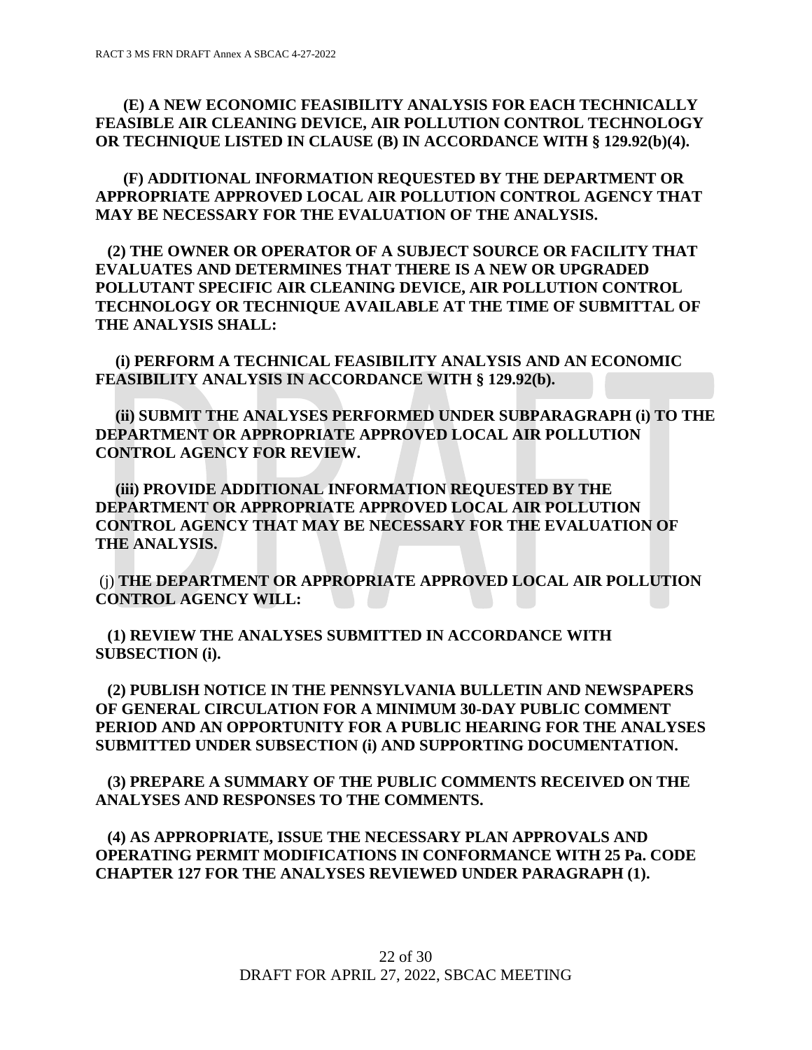**(E) A NEW ECONOMIC FEASIBILITY ANALYSIS FOR EACH TECHNICALLY FEASIBLE AIR CLEANING DEVICE, AIR POLLUTION CONTROL TECHNOLOGY OR TECHNIQUE LISTED IN CLAUSE (B) IN ACCORDANCE WITH § 129.92(b)(4).**

**(F) ADDITIONAL INFORMATION REQUESTED BY THE DEPARTMENT OR APPROPRIATE APPROVED LOCAL AIR POLLUTION CONTROL AGENCY THAT MAY BE NECESSARY FOR THE EVALUATION OF THE ANALYSIS.**

**(2) THE OWNER OR OPERATOR OF A SUBJECT SOURCE OR FACILITY THAT EVALUATES AND DETERMINES THAT THERE IS A NEW OR UPGRADED POLLUTANT SPECIFIC AIR CLEANING DEVICE, AIR POLLUTION CONTROL TECHNOLOGY OR TECHNIQUE AVAILABLE AT THE TIME OF SUBMITTAL OF THE ANALYSIS SHALL:**

**(i) PERFORM A TECHNICAL FEASIBILITY ANALYSIS AND AN ECONOMIC FEASIBILITY ANALYSIS IN ACCORDANCE WITH § 129.92(b).**

**(ii) SUBMIT THE ANALYSES PERFORMED UNDER SUBPARAGRAPH (i) TO THE DEPARTMENT OR APPROPRIATE APPROVED LOCAL AIR POLLUTION CONTROL AGENCY FOR REVIEW.**

**(iii) PROVIDE ADDITIONAL INFORMATION REQUESTED BY THE DEPARTMENT OR APPROPRIATE APPROVED LOCAL AIR POLLUTION CONTROL AGENCY THAT MAY BE NECESSARY FOR THE EVALUATION OF THE ANALYSIS.**

(j) **THE DEPARTMENT OR APPROPRIATE APPROVED LOCAL AIR POLLUTION CONTROL AGENCY WILL:**

**(1) REVIEW THE ANALYSES SUBMITTED IN ACCORDANCE WITH SUBSECTION (i).**

**(2) PUBLISH NOTICE IN THE PENNSYLVANIA BULLETIN AND NEWSPAPERS OF GENERAL CIRCULATION FOR A MINIMUM 30-DAY PUBLIC COMMENT PERIOD AND AN OPPORTUNITY FOR A PUBLIC HEARING FOR THE ANALYSES SUBMITTED UNDER SUBSECTION (i) AND SUPPORTING DOCUMENTATION.**

**(3) PREPARE A SUMMARY OF THE PUBLIC COMMENTS RECEIVED ON THE ANALYSES AND RESPONSES TO THE COMMENTS.**

**(4) AS APPROPRIATE, ISSUE THE NECESSARY PLAN APPROVALS AND OPERATING PERMIT MODIFICATIONS IN CONFORMANCE WITH 25 Pa. CODE CHAPTER 127 FOR THE ANALYSES REVIEWED UNDER PARAGRAPH (1).**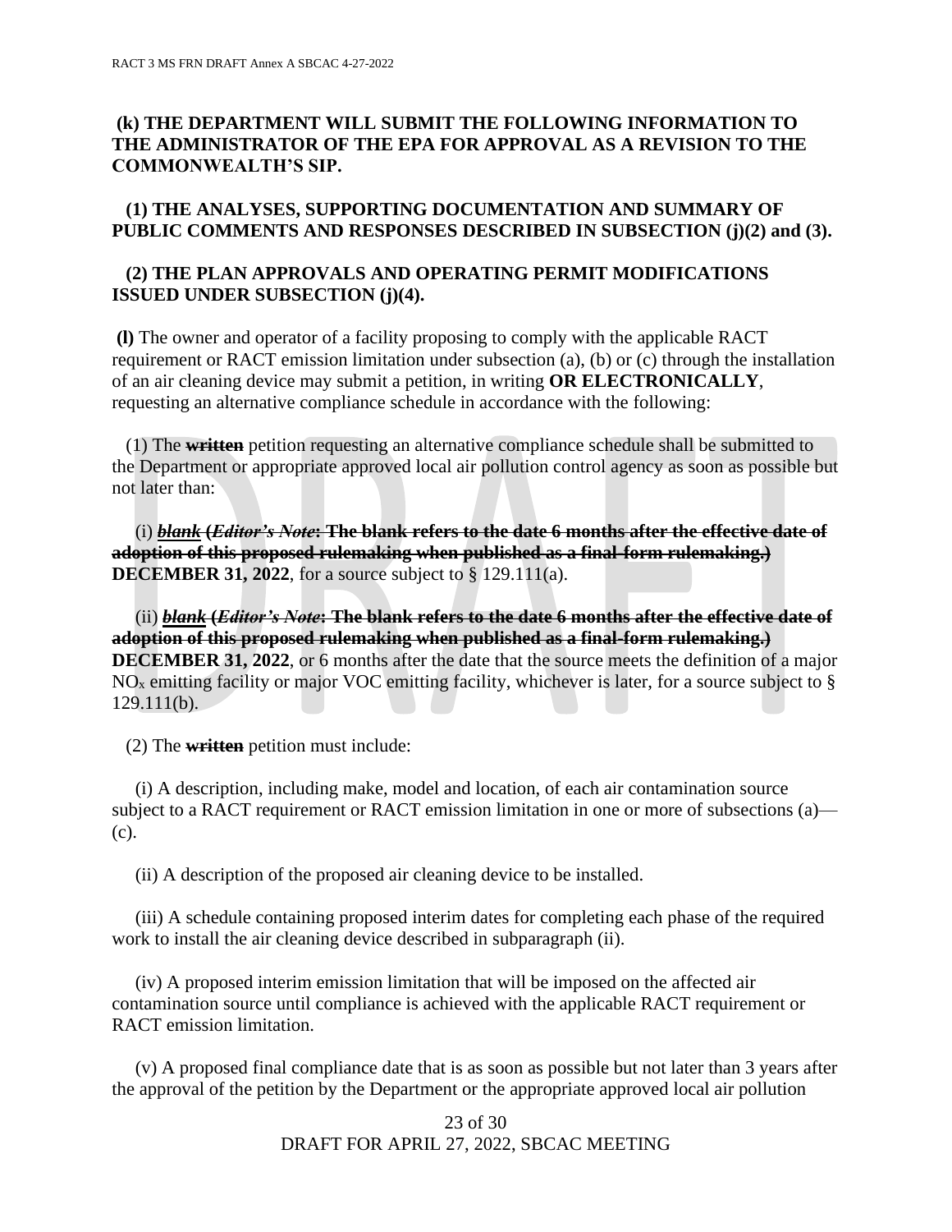**(k) THE DEPARTMENT WILL SUBMIT THE FOLLOWING INFORMATION TO THE ADMINISTRATOR OF THE EPA FOR APPROVAL AS A REVISION TO THE COMMONWEALTH'S SIP.**

**(1) THE ANALYSES, SUPPORTING DOCUMENTATION AND SUMMARY OF PUBLIC COMMENTS AND RESPONSES DESCRIBED IN SUBSECTION (j)(2) and (3).**

**(2) THE PLAN APPROVALS AND OPERATING PERMIT MODIFICATIONS ISSUED UNDER SUBSECTION (j)(4).**

**(l)** The owner and operator of a facility proposing to comply with the applicable RACT requirement or RACT emission limitation under subsection (a), (b) or (c) through the installation of an air cleaning device may submit a petition, in writing **OR ELECTRONICALLY**, requesting an alternative compliance schedule in accordance with the following:

(1) The ~~**written**~~ petition requesting an alternative compliance schedule shall be submitted to the Department or appropriate approved local air pollution control agency as soon as possible but not later than:

(i) ~~***blank*** **(*Editor's Note*: The blank refers to the date 6 months after the effective date of adoption of this proposed rulemaking when published as a final-form rulemaking.)**~~ **DECEMBER 31, 2022**, for a source subject to § 129.111(a).

(ii) ~~***blank*** **(*Editor's Note*: The blank refers to the date 6 months after the effective date of adoption of this proposed rulemaking when published as a final-form rulemaking.)**~~ **DECEMBER 31, 2022**, or 6 months after the date that the source meets the definition of a major $NO_x$ emitting facility or major VOC emitting facility, whichever is later, for a source subject to § 129.111(b).

(2) The ~~**written**~~ petition must include:

(i) A description, including make, model and location, of each air contamination source subject to a RACT requirement or RACT emission limitation in one or more of subsections (a)—(c).

(ii) A description of the proposed air cleaning device to be installed.

(iii) A schedule containing proposed interim dates for completing each phase of the required work to install the air cleaning device described in subparagraph (ii).

(iv) A proposed interim emission limitation that will be imposed on the affected air contamination source until compliance is achieved with the applicable RACT requirement or RACT emission limitation.

(v) A proposed final compliance date that is as soon as possible but not later than 3 years after the approval of the petition by the Department or the appropriate approved local air pollution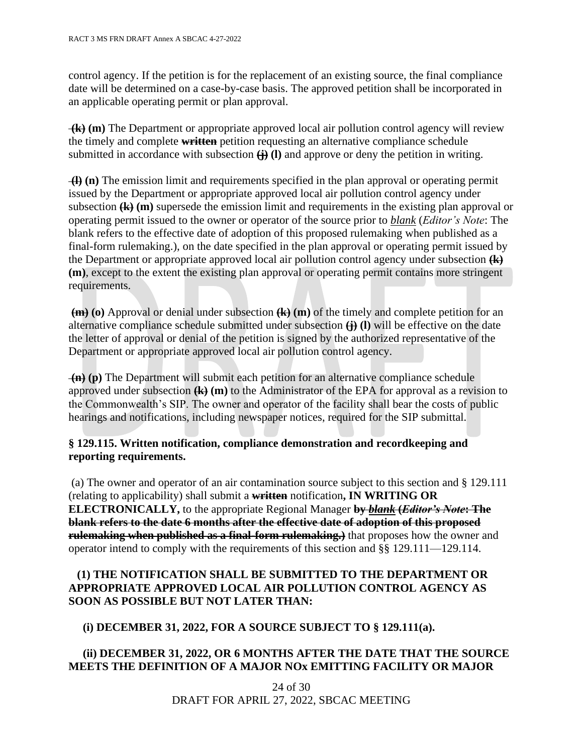control agency. If the petition is for the replacement of an existing source, the final compliance date will be determined on a case-by-case basis. The approved petition shall be incorporated in an applicable operating permit or plan approval.

~~**(k)**~~ **(m)** The Department or appropriate approved local air pollution control agency will review the timely and complete ~~**written**~~ petition requesting an alternative compliance schedule submitted in accordance with subsection ~~**(j)**~~ **(l)** and approve or deny the petition in writing.

~~**(l)**~~ **(n)** The emission limit and requirements specified in the plan approval or operating permit issued by the Department or appropriate approved local air pollution control agency under subsection ~~**(k)**~~ **(m)** supersede the emission limit and requirements in the existing plan approval or operating permit issued to the owner or operator of the source prior to *blank* (*Editor's Note*: The blank refers to the effective date of adoption of this proposed rulemaking when published as a final-form rulemaking.), on the date specified in the plan approval or operating permit issued by the Department or appropriate approved local air pollution control agency under subsection ~~**(k)**~~ **(m)**, except to the extent the existing plan approval or operating permit contains more stringent requirements.

~~**(m)**~~ **(o)** Approval or denial under subsection ~~**(k)**~~ **(m)** of the timely and complete petition for an alternative compliance schedule submitted under subsection ~~**(j)**~~ **(l)** will be effective on the date the letter of approval or denial of the petition is signed by the authorized representative of the Department or appropriate approved local air pollution control agency.

~~**(n)**~~ **(p)** The Department will submit each petition for an alternative compliance schedule approved under subsection ~~**(k)**~~ **(m)** to the Administrator of the EPA for approval as a revision to the Commonwealth's SIP. The owner and operator of the facility shall bear the costs of public hearings and notifications, including newspaper notices, required for the SIP submittal.

**§ 129.115. Written notification, compliance demonstration and recordkeeping and reporting requirements.**

(a) The owner and operator of an air contamination source subject to this section and § 129.111 (relating to applicability) shall submit a ~~**written**~~ notification**, IN WRITING OR ELECTRONICALLY,** to the appropriate Regional Manager ~~**by** ***blank*** **(*Editor's Note*: The blank refers to the date 6 months after the effective date of adoption of this proposed rulemaking when published as a final-form rulemaking.)**~~ that proposes how the owner and operator intend to comply with the requirements of this section and §§ 129.111—129.114.

**(1) THE NOTIFICATION SHALL BE SUBMITTED TO THE DEPARTMENT OR APPROPRIATE APPROVED LOCAL AIR POLLUTION CONTROL AGENCY AS SOON AS POSSIBLE BUT NOT LATER THAN:**

**(i) DECEMBER 31, 2022, FOR A SOURCE SUBJECT TO § 129.111(a).**

**(ii) DECEMBER 31, 2022, OR 6 MONTHS AFTER THE DATE THAT THE SOURCE MEETS THE DEFINITION OF A MAJOR NOx EMITTING FACILITY OR MAJOR**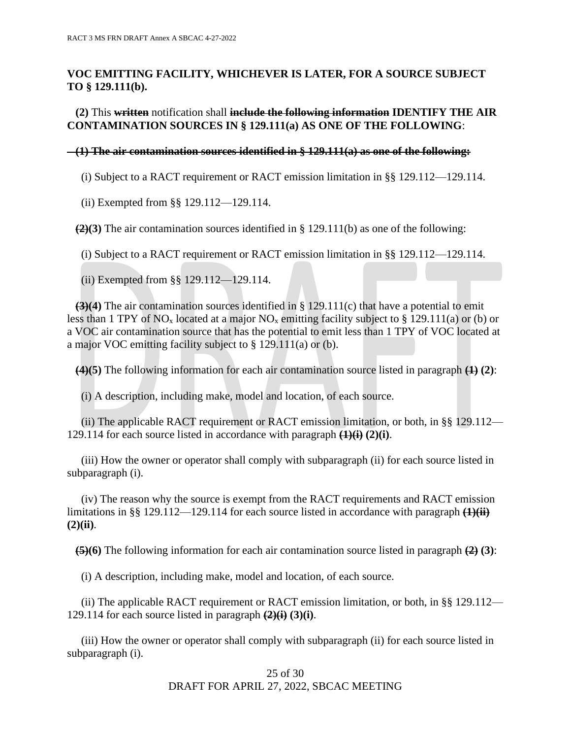**VOC EMITTING FACILITY, WHICHEVER IS LATER, FOR A SOURCE SUBJECT TO § 129.111(b).**

**(2)** This ~~**written**~~ notification shall ~~**include the following information**~~ **IDENTIFY THE AIR CONTAMINATION SOURCES IN § 129.111(a) AS ONE OF THE FOLLOWING**:

~~**(1) The air contamination sources identified in § 129.111(a) as one of the following:**~~

(i) Subject to a RACT requirement or RACT emission limitation in §§ 129.112—129.114.

(ii) Exempted from §§ 129.112—129.114.

~~**(2)**~~**(3)** The air contamination sources identified in § 129.111(b) as one of the following:

(i) Subject to a RACT requirement or RACT emission limitation in §§ 129.112—129.114.

(ii) Exempted from §§ 129.112—129.114.

~~**(3)**~~**(4)** The air contamination sources identified in § 129.111(c) that have a potential to emit less than 1 TPY of $NO_x$ located at a major $NO_x$ emitting facility subject to § 129.111(a) or (b) or a VOC air contamination source that has the potential to emit less than 1 TPY of VOC located at a major VOC emitting facility subject to § 129.111(a) or (b).

~~**(4)**~~**(5)** The following information for each air contamination source listed in paragraph ~~**(1)**~~ **(2)**:

(i) A description, including make, model and location, of each source.

(ii) The applicable RACT requirement or RACT emission limitation, or both, in §§ 129.112—129.114 for each source listed in accordance with paragraph ~~**(1)(i)**~~ **(2)(i)**.

(iii) How the owner or operator shall comply with subparagraph (ii) for each source listed in subparagraph (i).

(iv) The reason why the source is exempt from the RACT requirements and RACT emission limitations in §§ 129.112—129.114 for each source listed in accordance with paragraph ~~**(1)(ii)**~~ **(2)(ii)**.

~~**(5)**~~**(6)** The following information for each air contamination source listed in paragraph ~~**(2)**~~ **(3)**:

(i) A description, including make, model and location, of each source.

(ii) The applicable RACT requirement or RACT emission limitation, or both, in §§ 129.112—129.114 for each source listed in paragraph ~~**(2)(i)**~~ **(3)(i)**.

(iii) How the owner or operator shall comply with subparagraph (ii) for each source listed in subparagraph (i).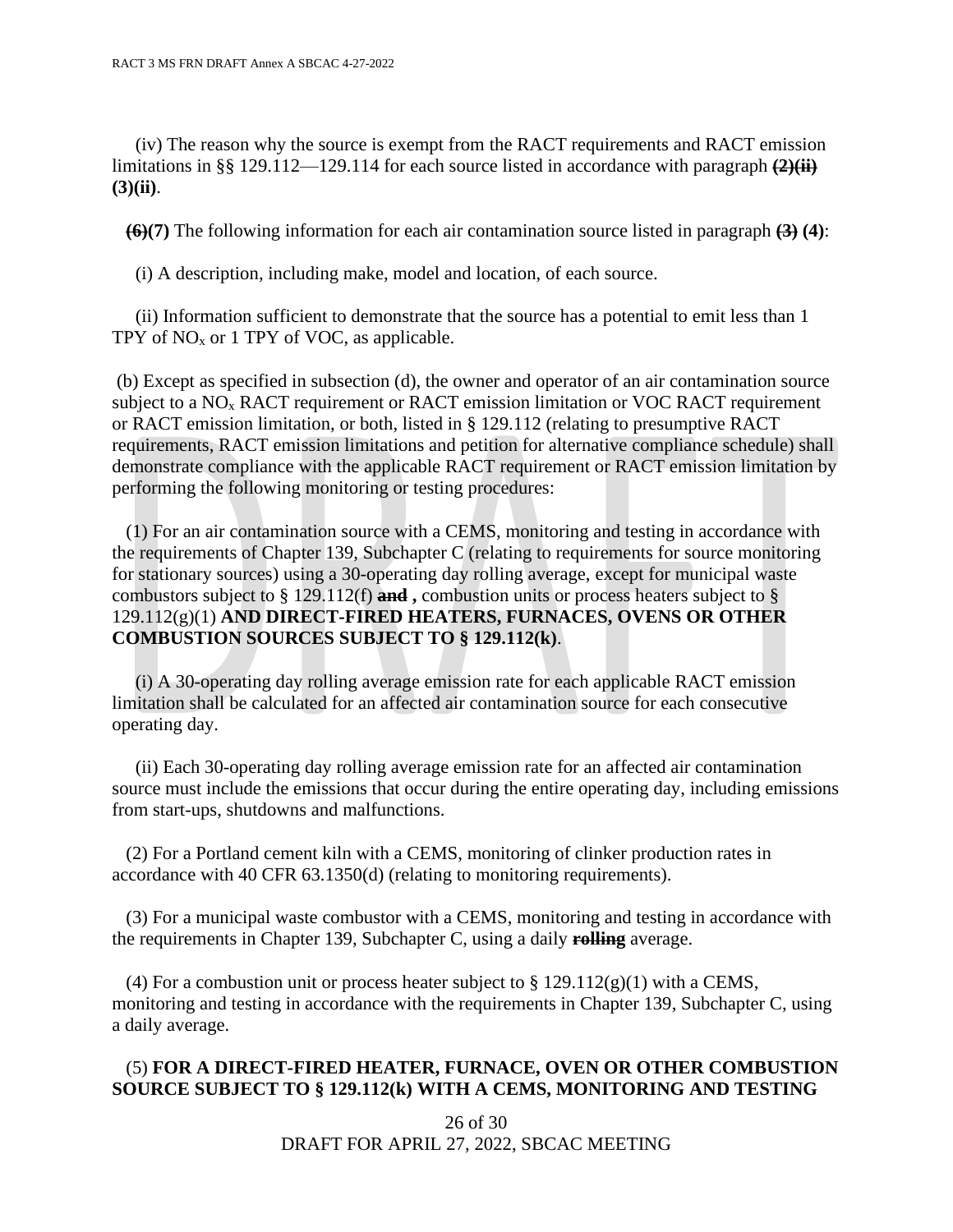(iv) The reason why the source is exempt from the RACT requirements and RACT emission limitations in §§ 129.112—129.114 for each source listed in accordance with paragraph ~~**(2)(ii)**~~ **(3)(ii)**.

~~**(6)**~~**(7)** The following information for each air contamination source listed in paragraph ~~**(3)**~~ **(4)**:

(i) A description, including make, model and location, of each source.

(ii) Information sufficient to demonstrate that the source has a potential to emit less than 1 TPY of $NO_x$ or 1 TPY of VOC, as applicable.

(b) Except as specified in subsection (d), the owner and operator of an air contamination source subject to a $NO_x$ RACT requirement or RACT emission limitation or VOC RACT requirement or RACT emission limitation, or both, listed in § 129.112 (relating to presumptive RACT requirements, RACT emission limitations and petition for alternative compliance schedule) shall demonstrate compliance with the applicable RACT requirement or RACT emission limitation by performing the following monitoring or testing procedures:

(1) For an air contamination source with a CEMS, monitoring and testing in accordance with the requirements of Chapter 139, Subchapter C (relating to requirements for source monitoring for stationary sources) using a 30-operating day rolling average, except for municipal waste combustors subject to § 129.112(f) ~~**and**~~ **,** combustion units or process heaters subject to § 129.112(g)(1) **AND DIRECT-FIRED HEATERS, FURNACES, OVENS OR OTHER COMBUSTION SOURCES SUBJECT TO § 129.112(k)**.

(i) A 30-operating day rolling average emission rate for each applicable RACT emission limitation shall be calculated for an affected air contamination source for each consecutive operating day.

(ii) Each 30-operating day rolling average emission rate for an affected air contamination source must include the emissions that occur during the entire operating day, including emissions from start-ups, shutdowns and malfunctions.

(2) For a Portland cement kiln with a CEMS, monitoring of clinker production rates in accordance with 40 CFR 63.1350(d) (relating to monitoring requirements).

(3) For a municipal waste combustor with a CEMS, monitoring and testing in accordance with the requirements in Chapter 139, Subchapter C, using a daily ~~**rolling**~~ average.

(4) For a combustion unit or process heater subject to § 129.112(g)(1) with a CEMS, monitoring and testing in accordance with the requirements in Chapter 139, Subchapter C, using a daily average.

(5) **FOR A DIRECT-FIRED HEATER, FURNACE, OVEN OR OTHER COMBUSTION SOURCE SUBJECT TO § 129.112(k) WITH A CEMS, MONITORING AND TESTING**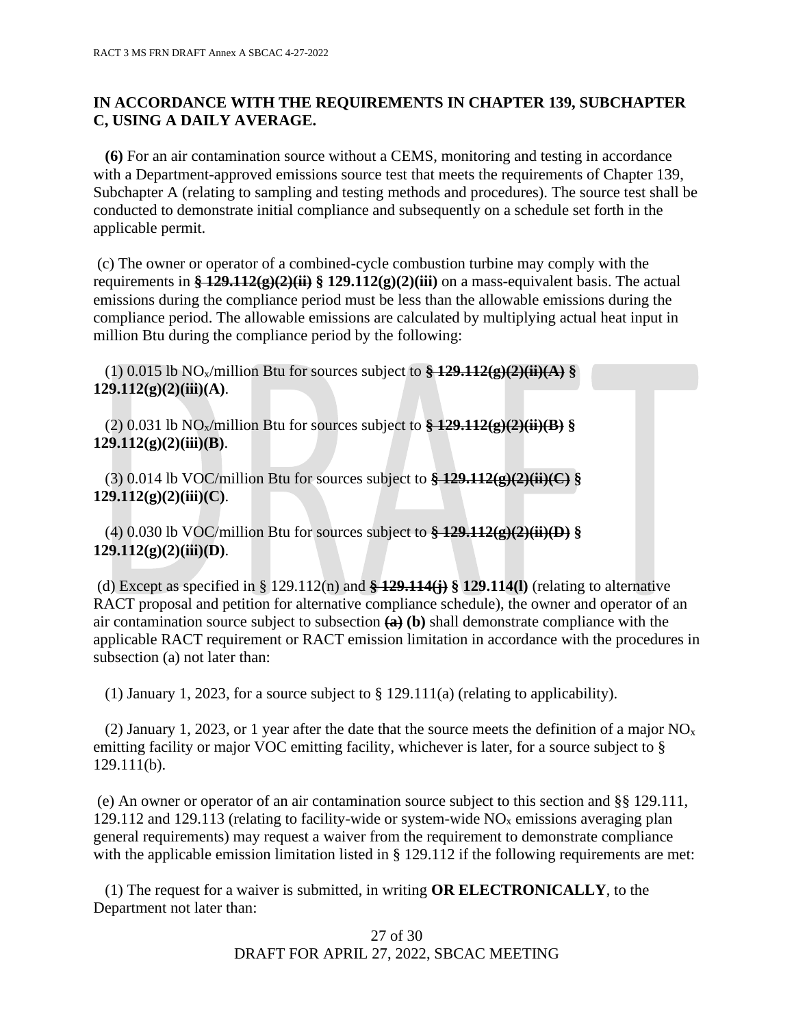**IN ACCORDANCE WITH THE REQUIREMENTS IN CHAPTER 139, SUBCHAPTER C, USING A DAILY AVERAGE.**

**(6)** For an air contamination source without a CEMS, monitoring and testing in accordance with a Department-approved emissions source test that meets the requirements of Chapter 139, Subchapter A (relating to sampling and testing methods and procedures). The source test shall be conducted to demonstrate initial compliance and subsequently on a schedule set forth in the applicable permit.

(c) The owner or operator of a combined-cycle combustion turbine may comply with the requirements in ~~**§ 129.112(g)(2)(ii)**~~ **§ 129.112(g)(2)(iii)** on a mass-equivalent basis. The actual emissions during the compliance period must be less than the allowable emissions during the compliance period. The allowable emissions are calculated by multiplying actual heat input in million Btu during the compliance period by the following:

(1) 0.015 lb $NO_x$/million Btu for sources subject to ~~**§ 129.112(g)(2)(ii)(A)**~~ **§ 129.112(g)(2)(iii)(A)**.

(2) 0.031 lb $NO_x$/million Btu for sources subject to ~~**§ 129.112(g)(2)(ii)(B)**~~ **§ 129.112(g)(2)(iii)(B)**.

(3) 0.014 lb VOC/million Btu for sources subject to ~~**§ 129.112(g)(2)(ii)(C)**~~ **§ 129.112(g)(2)(iii)(C)**.

(4) 0.030 lb VOC/million Btu for sources subject to ~~**§ 129.112(g)(2)(ii)(D)**~~ **§ 129.112(g)(2)(iii)(D)**.

(d) Except as specified in § 129.112(n) and ~~**§ 129.114(j)**~~ **§ 129.114(l)** (relating to alternative RACT proposal and petition for alternative compliance schedule), the owner and operator of an air contamination source subject to subsection ~~**(a)**~~ **(b)** shall demonstrate compliance with the applicable RACT requirement or RACT emission limitation in accordance with the procedures in subsection (a) not later than:

(1) January 1, 2023, for a source subject to § 129.111(a) (relating to applicability).

(2) January 1, 2023, or 1 year after the date that the source meets the definition of a major $NO_x$ emitting facility or major VOC emitting facility, whichever is later, for a source subject to § 129.111(b).

(e) An owner or operator of an air contamination source subject to this section and §§ 129.111, 129.112 and 129.113 (relating to facility-wide or system-wide $NO_x$ emissions averaging plan general requirements) may request a waiver from the requirement to demonstrate compliance with the applicable emission limitation listed in § 129.112 if the following requirements are met:

(1) The request for a waiver is submitted, in writing **OR ELECTRONICALLY**, to the Department not later than: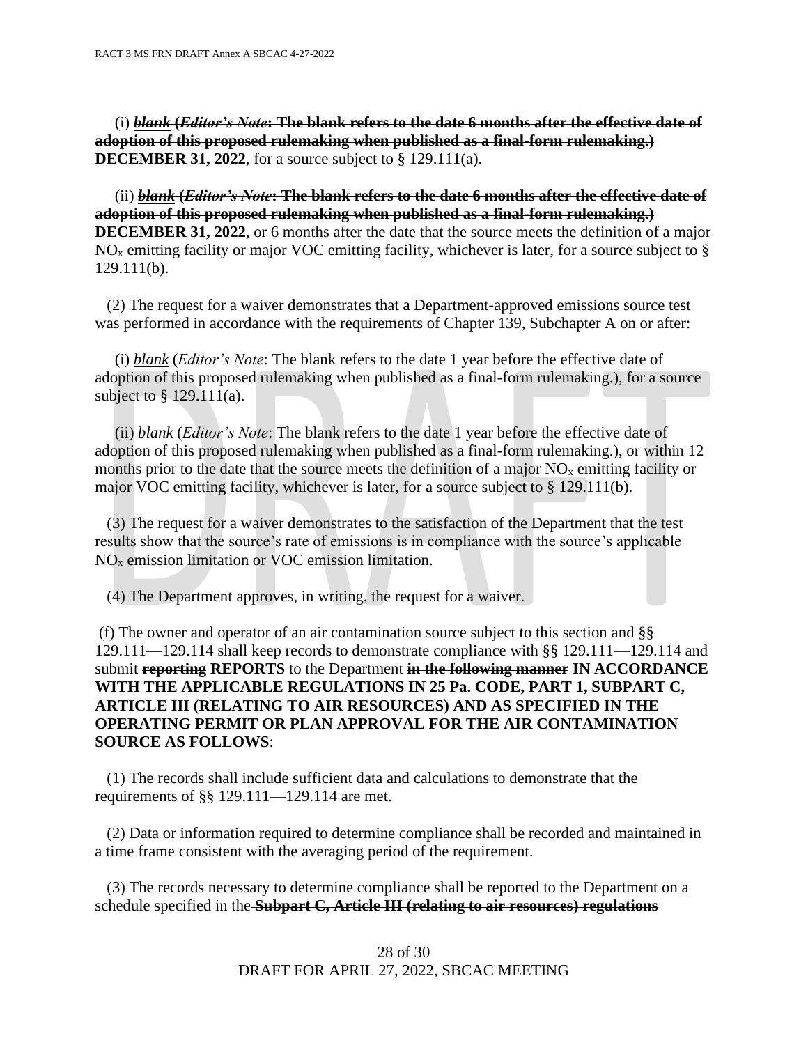(i) ~~***blank*** **(*Editor's Note*: The blank refers to the date 6 months after the effective date of adoption of this proposed rulemaking when published as a final-form rulemaking.)**~~ **DECEMBER 31, 2022**, for a source subject to § 129.111(a).

(ii) ~~***blank*** **(*Editor's Note*: The blank refers to the date 6 months after the effective date of adoption of this proposed rulemaking when published as a final-form rulemaking.)**~~ **DECEMBER 31, 2022**, or 6 months after the date that the source meets the definition of a major $NO_x$ emitting facility or major VOC emitting facility, whichever is later, for a source subject to § 129.111(b).

(2) The request for a waiver demonstrates that a Department-approved emissions source test was performed in accordance with the requirements of Chapter 139, Subchapter A on or after:

(i) *blank* (*Editor's Note*: The blank refers to the date 1 year before the effective date of adoption of this proposed rulemaking when published as a final-form rulemaking.), for a source subject to § 129.111(a).

(ii) *blank* (*Editor's Note*: The blank refers to the date 1 year before the effective date of adoption of this proposed rulemaking when published as a final-form rulemaking.), or within 12 months prior to the date that the source meets the definition of a major $NO_x$ emitting facility or major VOC emitting facility, whichever is later, for a source subject to § 129.111(b).

(3) The request for a waiver demonstrates to the satisfaction of the Department that the test results show that the source's rate of emissions is in compliance with the source's applicable $NO_x$ emission limitation or VOC emission limitation.

(4) The Department approves, in writing, the request for a waiver.

(f) The owner and operator of an air contamination source subject to this section and §§ 129.111—129.114 shall keep records to demonstrate compliance with §§ 129.111—129.114 and submit ~~**reporting**~~ **REPORTS** to the Department ~~**in the following manner**~~ **IN ACCORDANCE WITH THE APPLICABLE REGULATIONS IN 25 Pa. CODE, PART 1, SUBPART C, ARTICLE III (RELATING TO AIR RESOURCES) AND AS SPECIFIED IN THE OPERATING PERMIT OR PLAN APPROVAL FOR THE AIR CONTAMINATION SOURCE AS FOLLOWS**:

(1) The records shall include sufficient data and calculations to demonstrate that the requirements of §§ 129.111—129.114 are met.

(2) Data or information required to determine compliance shall be recorded and maintained in a time frame consistent with the averaging period of the requirement.

(3) The records necessary to determine compliance shall be reported to the Department on a schedule specified in the ~~**Subpart C, Article III (relating to air resources) regulations**~~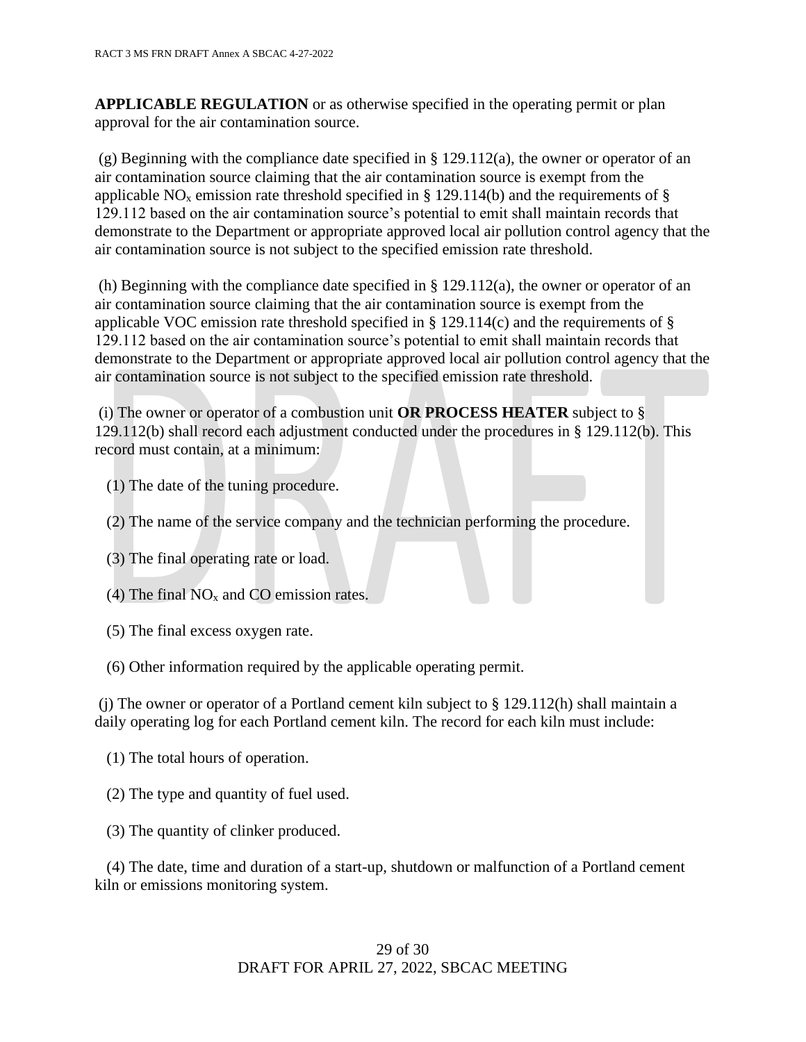**APPLICABLE REGULATION** or as otherwise specified in the operating permit or plan approval for the air contamination source.

(g) Beginning with the compliance date specified in § 129.112(a), the owner or operator of an air contamination source claiming that the air contamination source is exempt from the applicable $NO_x$ emission rate threshold specified in § 129.114(b) and the requirements of § 129.112 based on the air contamination source's potential to emit shall maintain records that demonstrate to the Department or appropriate approved local air pollution control agency that the air contamination source is not subject to the specified emission rate threshold.

(h) Beginning with the compliance date specified in § 129.112(a), the owner or operator of an air contamination source claiming that the air contamination source is exempt from the applicable VOC emission rate threshold specified in § 129.114(c) and the requirements of § 129.112 based on the air contamination source's potential to emit shall maintain records that demonstrate to the Department or appropriate approved local air pollution control agency that the air contamination source is not subject to the specified emission rate threshold.

(i) The owner or operator of a combustion unit **OR PROCESS HEATER** subject to § 129.112(b) shall record each adjustment conducted under the procedures in § 129.112(b). This record must contain, at a minimum:

(1) The date of the tuning procedure.

(2) The name of the service company and the technician performing the procedure.

(3) The final operating rate or load.

(4) The final $NO_x$ and CO emission rates.

(5) The final excess oxygen rate.

(6) Other information required by the applicable operating permit.

(j) The owner or operator of a Portland cement kiln subject to § 129.112(h) shall maintain a daily operating log for each Portland cement kiln. The record for each kiln must include:

(1) The total hours of operation.

(2) The type and quantity of fuel used.

(3) The quantity of clinker produced.

(4) The date, time and duration of a start-up, shutdown or malfunction of a Portland cement kiln or emissions monitoring system.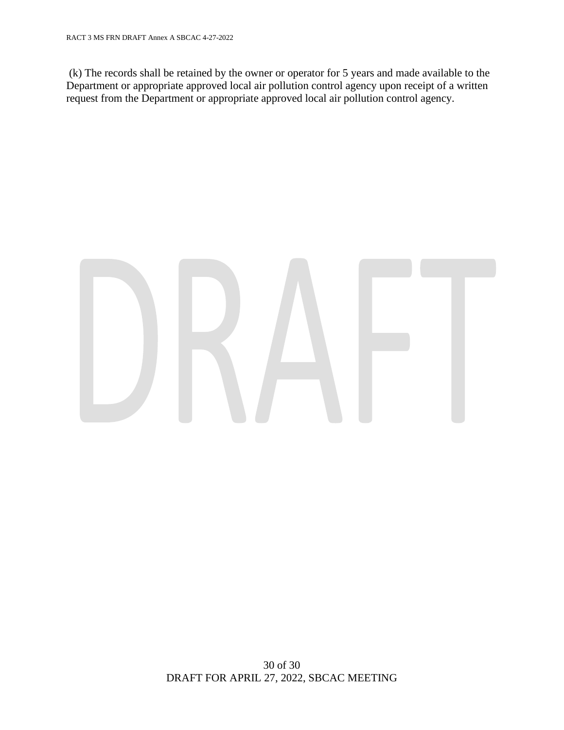(k) The records shall be retained by the owner or operator for 5 years and made available to the Department or appropriate approved local air pollution control agency upon receipt of a written request from the Department or appropriate approved local air pollution control agency.